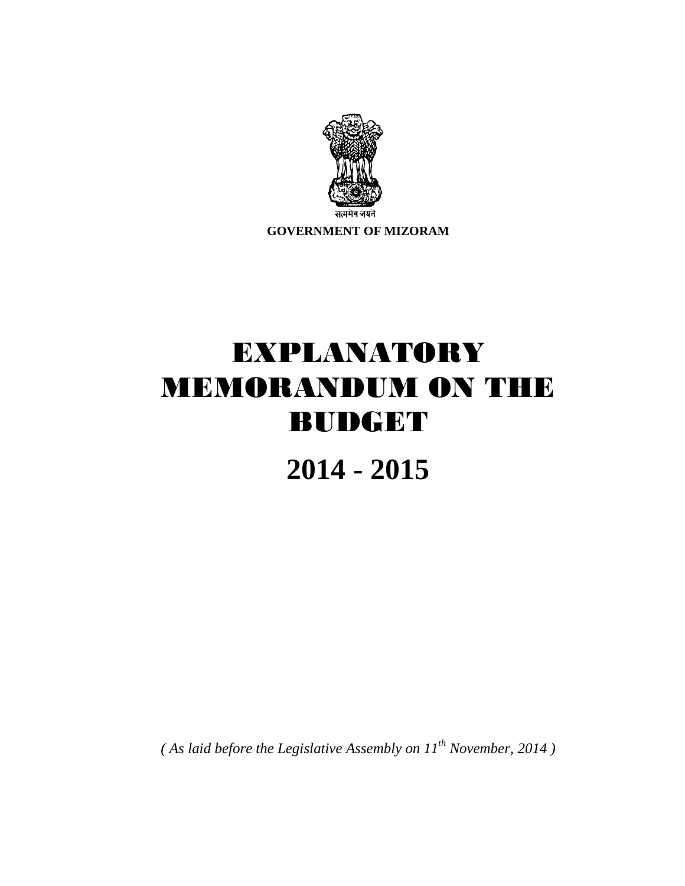सत्यमेव जयते

**GOVERNMENT OF MIZORAM**

# EXPLANATORY MEMORANDUM ON THE BUDGET

# 2014 - 2015

*( As laid before the Legislative Assembly on 11th November, 2014 )*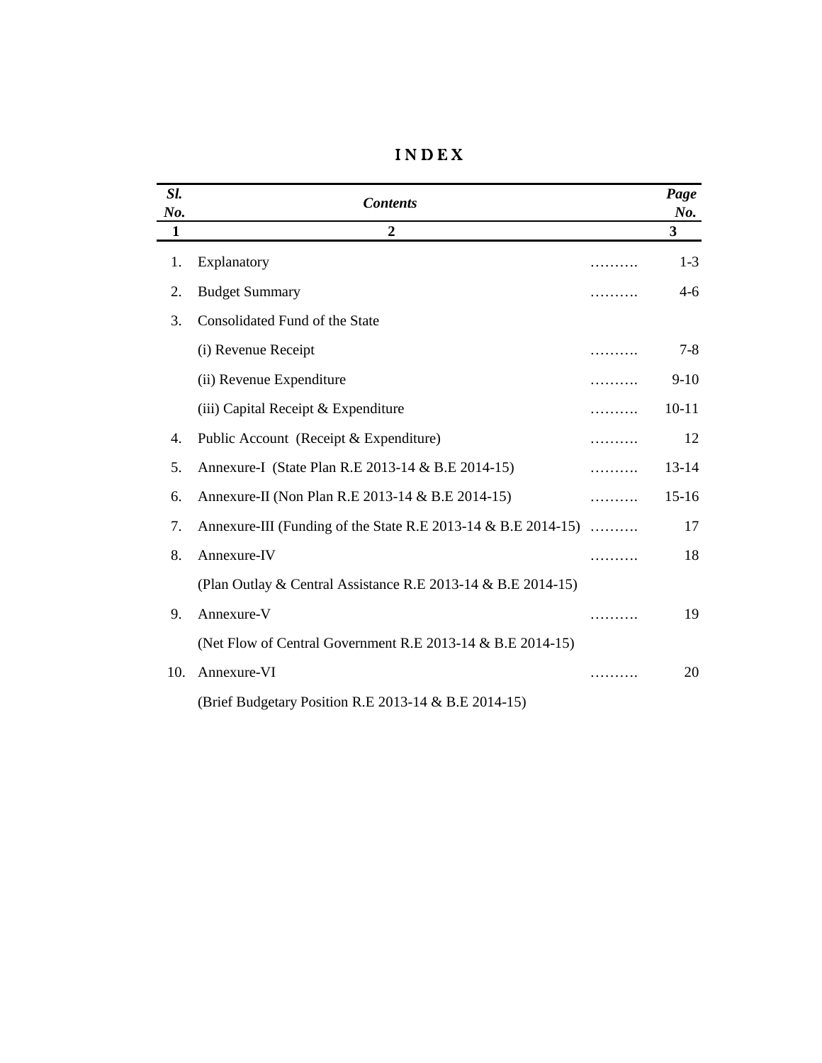# I N D E X

| *Sl. No.* | *Contents* | | *Page No.* |
|---|---|---|---|
| **1** | **2** | | **3** |
| 1. | Explanatory | ………. | 1-3 |
| 2. | Budget Summary | ………. | 4-6 |
| 3. | Consolidated Fund of the State | | |
| | (i) Revenue Receipt | ………. | 7-8 |
| | (ii) Revenue Expenditure | ………. | 9-10 |
| | (iii) Capital Receipt & Expenditure | ………. | 10-11 |
| 4. | Public Account (Receipt & Expenditure) | ………. | 12 |
| 5. | Annexure-I (State Plan R.E 2013-14 & B.E 2014-15) | ………. | 13-14 |
| 6. | Annexure-II (Non Plan R.E 2013-14 & B.E 2014-15) | ………. | 15-16 |
| 7. | Annexure-III (Funding of the State R.E 2013-14 & B.E 2014-15) | ………. | 17 |
| 8. | Annexure-IV | ………. | 18 |
| | (Plan Outlay & Central Assistance R.E 2013-14 & B.E 2014-15) | | |
| 9. | Annexure-V | ………. | 19 |
| | (Net Flow of Central Government R.E 2013-14 & B.E 2014-15) | | |
| 10. | Annexure-VI | ………. | 20 |
| | (Brief Budgetary Position R.E 2013-14 & B.E 2014-15) | | |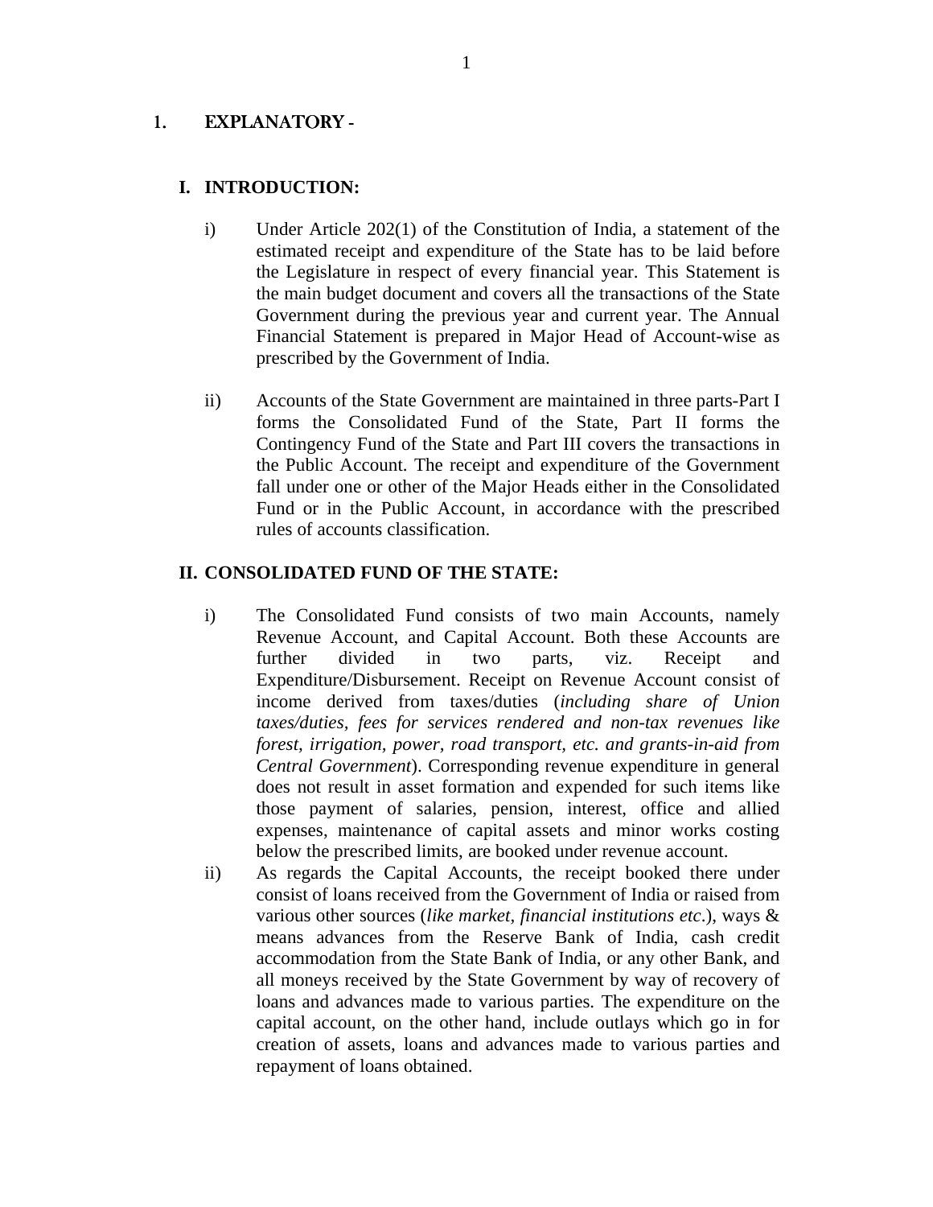# 1. EXPLANATORY -

## I. INTRODUCTION:

i) Under Article 202(1) of the Constitution of India, a statement of the estimated receipt and expenditure of the State has to be laid before the Legislature in respect of every financial year. This Statement is the main budget document and covers all the transactions of the State Government during the previous year and current year. The Annual Financial Statement is prepared in Major Head of Account-wise as prescribed by the Government of India.

ii) Accounts of the State Government are maintained in three parts-Part I forms the Consolidated Fund of the State, Part II forms the Contingency Fund of the State and Part III covers the transactions in the Public Account. The receipt and expenditure of the Government fall under one or other of the Major Heads either in the Consolidated Fund or in the Public Account, in accordance with the prescribed rules of accounts classification.

## II. CONSOLIDATED FUND OF THE STATE:

i) The Consolidated Fund consists of two main Accounts, namely Revenue Account, and Capital Account. Both these Accounts are further divided in two parts, viz. Receipt and Expenditure/Disbursement. Receipt on Revenue Account consist of income derived from taxes/duties (*including share of Union taxes/duties, fees for services rendered and non-tax revenues like forest, irrigation, power, road transport, etc. and grants-in-aid from Central Government*). Corresponding revenue expenditure in general does not result in asset formation and expended for such items like those payment of salaries, pension, interest, office and allied expenses, maintenance of capital assets and minor works costing below the prescribed limits, are booked under revenue account.

ii) As regards the Capital Accounts, the receipt booked there under consist of loans received from the Government of India or raised from various other sources (*like market, financial institutions etc*.), ways & means advances from the Reserve Bank of India, cash credit accommodation from the State Bank of India, or any other Bank, and all moneys received by the State Government by way of recovery of loans and advances made to various parties. The expenditure on the capital account, on the other hand, include outlays which go in for creation of assets, loans and advances made to various parties and repayment of loans obtained.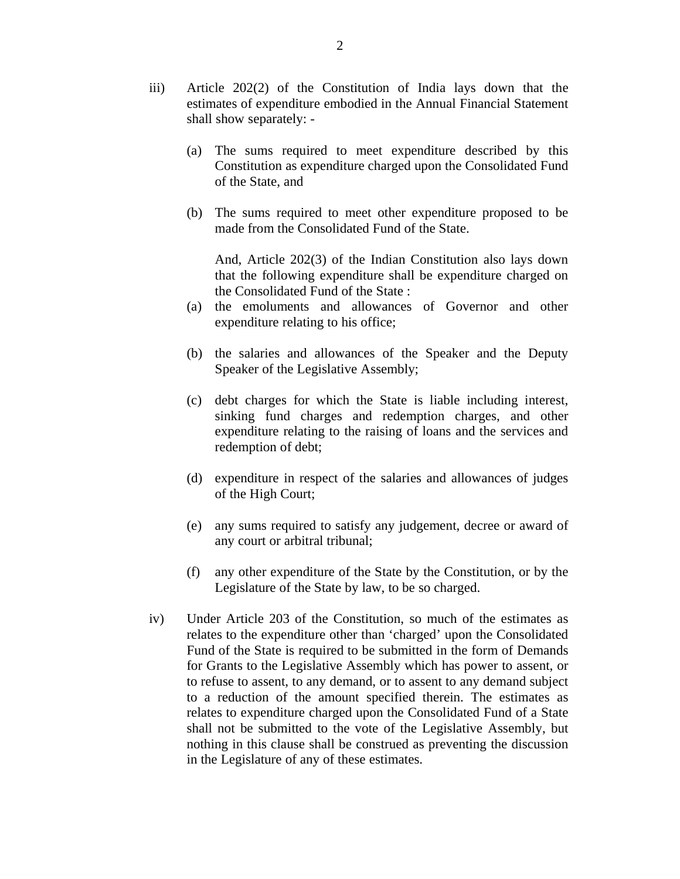iii) Article 202(2) of the Constitution of India lays down that the estimates of expenditure embodied in the Annual Financial Statement shall show separately: -

   (a) The sums required to meet expenditure described by this Constitution as expenditure charged upon the Consolidated Fund of the State, and

   (b) The sums required to meet other expenditure proposed to be made from the Consolidated Fund of the State.

   And, Article 202(3) of the Indian Constitution also lays down that the following expenditure shall be expenditure charged on the Consolidated Fund of the State :

   (a) the emoluments and allowances of Governor and other expenditure relating to his office;

   (b) the salaries and allowances of the Speaker and the Deputy Speaker of the Legislative Assembly;

   (c) debt charges for which the State is liable including interest, sinking fund charges and redemption charges, and other expenditure relating to the raising of loans and the services and redemption of debt;

   (d) expenditure in respect of the salaries and allowances of judges of the High Court;

   (e) any sums required to satisfy any judgement, decree or award of any court or arbitral tribunal;

   (f) any other expenditure of the State by the Constitution, or by the Legislature of the State by law, to be so charged.

iv) Under Article 203 of the Constitution, so much of the estimates as relates to the expenditure other than 'charged' upon the Consolidated Fund of the State is required to be submitted in the form of Demands for Grants to the Legislative Assembly which has power to assent, or to refuse to assent, to any demand, or to assent to any demand subject to a reduction of the amount specified therein. The estimates as relates to expenditure charged upon the Consolidated Fund of a State shall not be submitted to the vote of the Legislative Assembly, but nothing in this clause shall be construed as preventing the discussion in the Legislature of any of these estimates.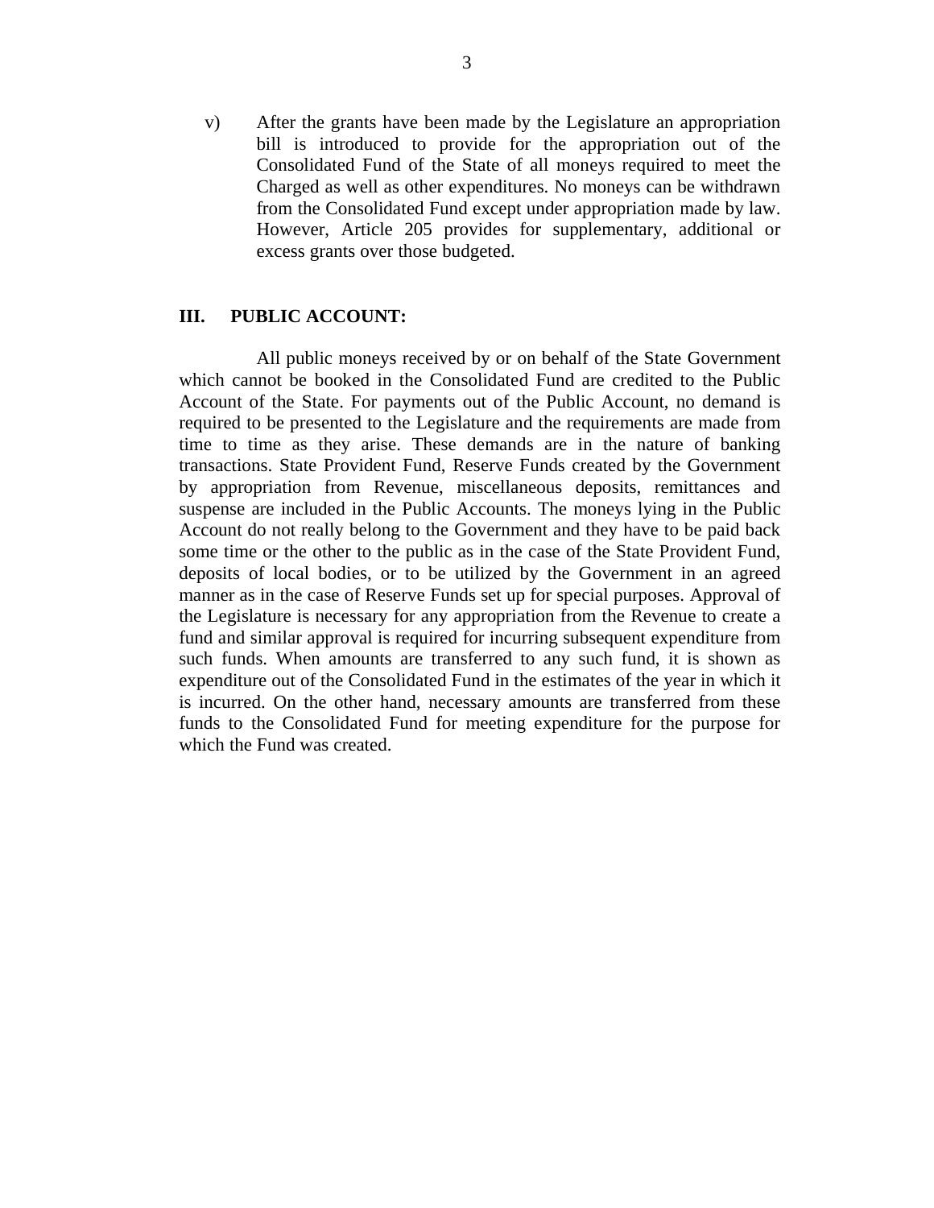v) After the grants have been made by the Legislature an appropriation bill is introduced to provide for the appropriation out of the Consolidated Fund of the State of all moneys required to meet the Charged as well as other expenditures. No moneys can be withdrawn from the Consolidated Fund except under appropriation made by law. However, Article 205 provides for supplementary, additional or excess grants over those budgeted.

## III. PUBLIC ACCOUNT:

All public moneys received by or on behalf of the State Government which cannot be booked in the Consolidated Fund are credited to the Public Account of the State. For payments out of the Public Account, no demand is required to be presented to the Legislature and the requirements are made from time to time as they arise. These demands are in the nature of banking transactions. State Provident Fund, Reserve Funds created by the Government by appropriation from Revenue, miscellaneous deposits, remittances and suspense are included in the Public Accounts. The moneys lying in the Public Account do not really belong to the Government and they have to be paid back some time or the other to the public as in the case of the State Provident Fund, deposits of local bodies, or to be utilized by the Government in an agreed manner as in the case of Reserve Funds set up for special purposes. Approval of the Legislature is necessary for any appropriation from the Revenue to create a fund and similar approval is required for incurring subsequent expenditure from such funds. When amounts are transferred to any such fund, it is shown as expenditure out of the Consolidated Fund in the estimates of the year in which it is incurred. On the other hand, necessary amounts are transferred from these funds to the Consolidated Fund for meeting expenditure for the purpose for which the Fund was created.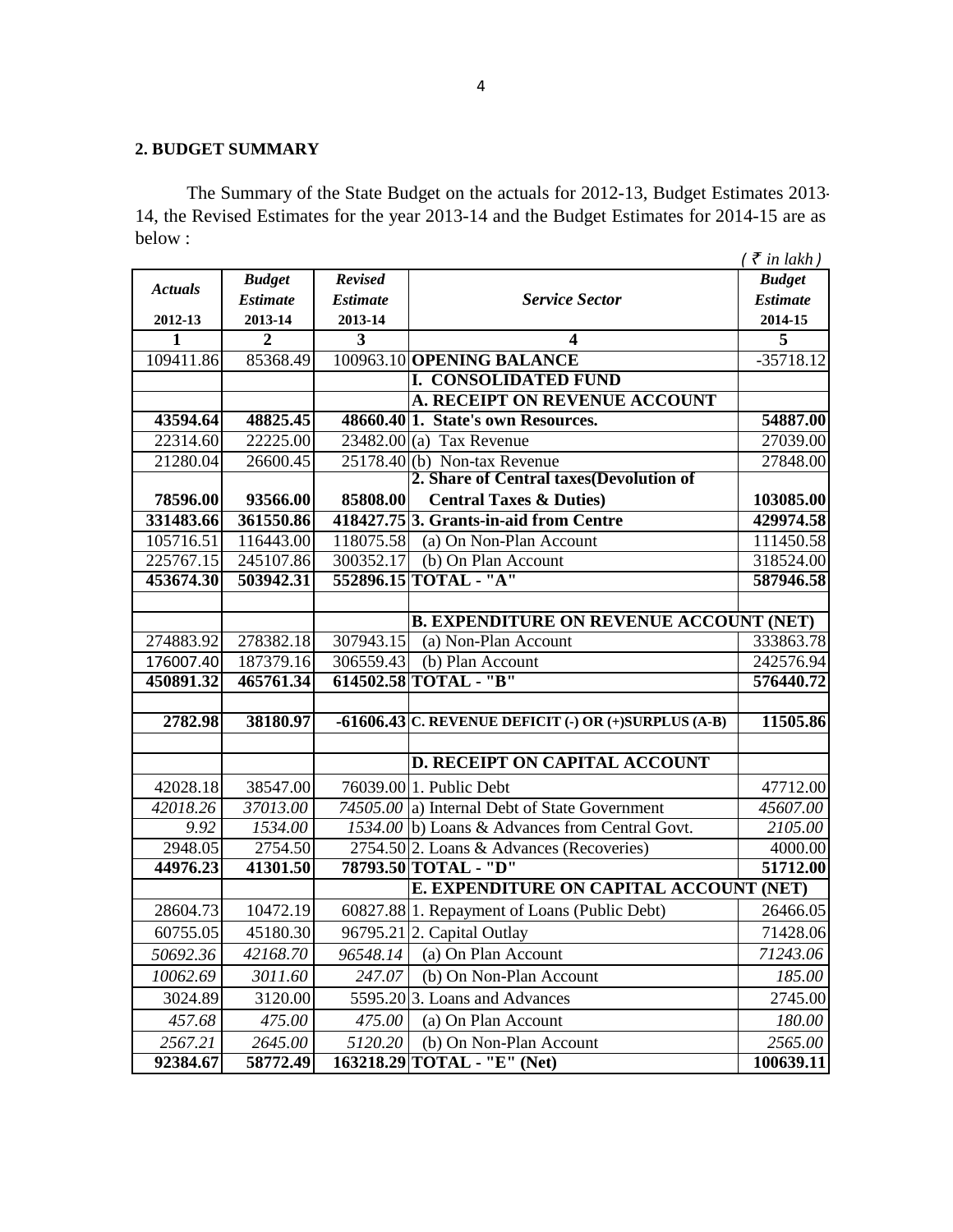## 2. BUDGET SUMMARY

The Summary of the State Budget on the actuals for 2012-13, Budget Estimates 2013-14, the Revised Estimates for the year 2013-14 and the Budget Estimates for 2014-15 are as below :

*( ₹ in lakh )*

| *Actuals* 2012-13 | *Budget Estimate* 2013-14 | *Revised Estimate* 2013-14 | *Service Sector* | *Budget Estimate* 2014-15 |
|---|---|---|---|---|
| **1** | **2** | **3** | **4** | **5** |
| 109411.86 | 85368.49 | 100963.10 | **OPENING BALANCE** | -35718.12 |
| | | | **I. CONSOLIDATED FUND** | |
| | | | **A. RECEIPT ON REVENUE ACCOUNT** | |
| **43594.64** | **48825.45** | **48660.40** | **1. State's own Resources.** | **54887.00** |
| 22314.60 | 22225.00 | 23482.00 | (a) Tax Revenue | 27039.00 |
| 21280.04 | 26600.45 | 25178.40 | (b) Non-tax Revenue | 27848.00 |
| **78596.00** | **93566.00** | **85808.00** | **2. Share of Central taxes(Devolution of Central Taxes & Duties)** | **103085.00** |
| **331483.66** | **361550.86** | **418427.75** | **3. Grants-in-aid from Centre** | **429974.58** |
| 105716.51 | 116443.00 | 118075.58 | (a) On Non-Plan Account | 111450.58 |
| 225767.15 | 245107.86 | 300352.17 | (b) On Plan Account | 318524.00 |
| **453674.30** | **503942.31** | **552896.15** | **TOTAL - "A"** | **587946.58** |
| | | | | |
| | | | **B. EXPENDITURE ON REVENUE ACCOUNT (NET)** | |
| 274883.92 | 278382.18 | 307943.15 | (a) Non-Plan Account | 333863.78 |
| 176007.40 | 187379.16 | 306559.43 | (b) Plan Account | 242576.94 |
| **450891.32** | **465761.34** | **614502.58** | **TOTAL - "B"** | **576440.72** |
| | | | | |
| **2782.98** | **38180.97** | **-61606.43** | **C. REVENUE DEFICIT (-) OR (+)SURPLUS (A-B)** | **11505.86** |
| | | | | |
| | | | **D. RECEIPT ON CAPITAL ACCOUNT** | |
| 42028.18 | 38547.00 | 76039.00 | 1. Public Debt | 47712.00 |
| *42018.26* | *37013.00* | *74505.00* | a) Internal Debt of State Government | *45607.00* |
| *9.92* | *1534.00* | *1534.00* | b) Loans & Advances from Central Govt. | *2105.00* |
| 2948.05 | 2754.50 | 2754.50 | 2. Loans & Advances (Recoveries) | 4000.00 |
| **44976.23** | **41301.50** | **78793.50** | **TOTAL - "D"** | **51712.00** |
| | | | **E. EXPENDITURE ON CAPITAL ACCOUNT (NET)** | |
| 28604.73 | 10472.19 | 60827.88 | 1. Repayment of Loans (Public Debt) | 26466.05 |
| 60755.05 | 45180.30 | 96795.21 | 2. Capital Outlay | 71428.06 |
| *50692.36* | *42168.70* | *96548.14* | (a) On Plan Account | *71243.06* |
| *10062.69* | *3011.60* | *247.07* | (b) On Non-Plan Account | *185.00* |
| 3024.89 | 3120.00 | 5595.20 | 3. Loans and Advances | 2745.00 |
| *457.68* | *475.00* | *475.00* | (a) On Plan Account | *180.00* |
| *2567.21* | *2645.00* | *5120.20* | (b) On Non-Plan Account | *2565.00* |
| **92384.67** | **58772.49** | **163218.29** | **TOTAL - "E" (Net)** | **100639.11** |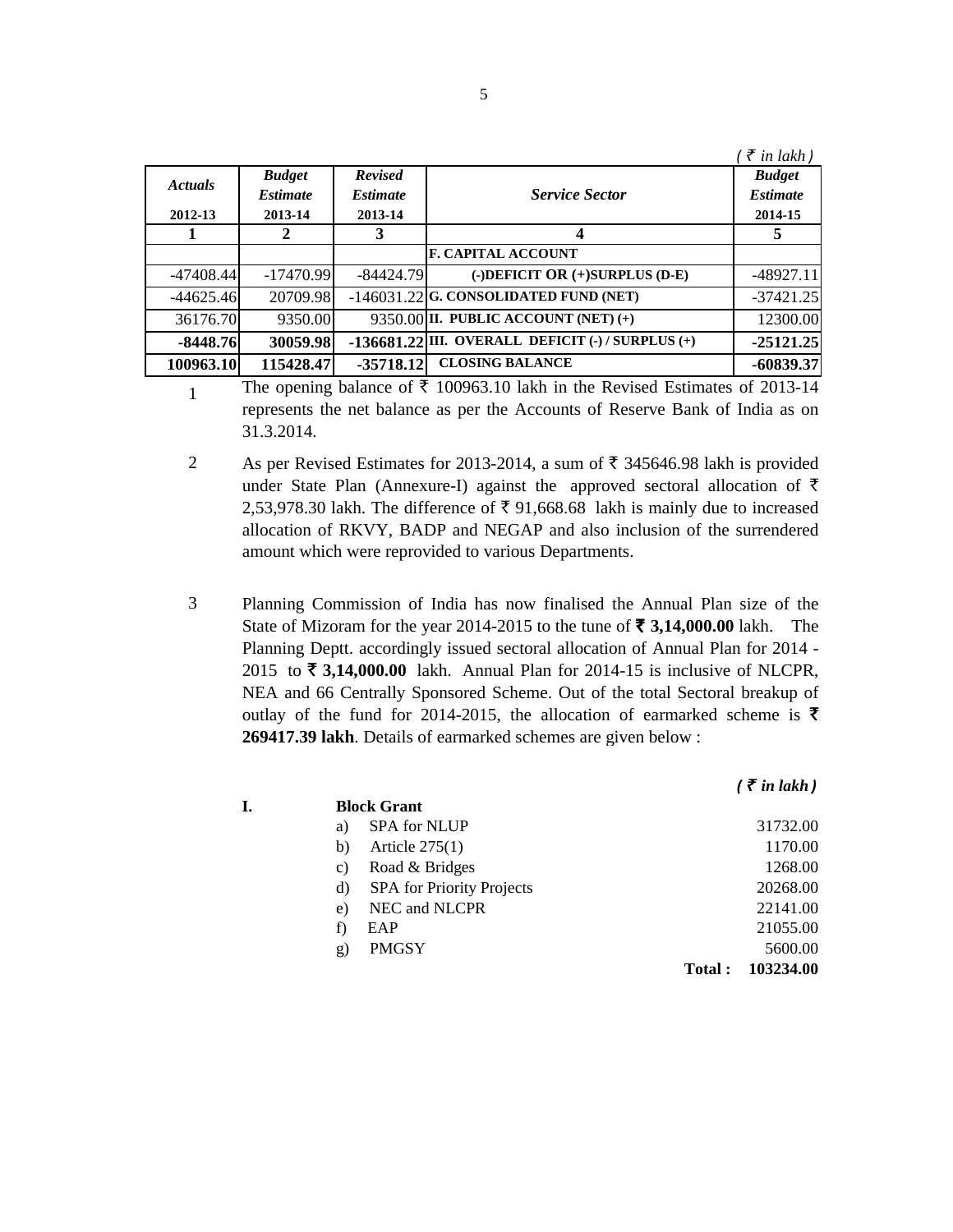*( ₹ in lakh )*

| *Actuals* 2012-13 | *Budget Estimate* 2013-14 | *Revised Estimate* 2013-14 | *Service Sector* | *Budget Estimate* 2014-15 |
|---|---|---|---|---|
| **1** | **2** | **3** | **4** | **5** |
| | | | **F. CAPITAL ACCOUNT** | |
| -47408.44 | -17470.99 | -84424.79 | **(-)DEFICIT OR (+)SURPLUS (D-E)** | -48927.11 |
| -44625.46 | 20709.98 | -146031.22 | **G. CONSOLIDATED FUND (NET)** | -37421.25 |
| 36176.70 | 9350.00 | 9350.00 | **II. PUBLIC ACCOUNT (NET) (+)** | 12300.00 |
| **-8448.76** | **30059.98** | **-136681.22** | **III. OVERALL DEFICIT (-) / SURPLUS (+)** | **-25121.25** |
| **100963.10** | **115428.47** | **-35718.12** | **CLOSING BALANCE** | **-60839.37** |

1. The opening balance of ₹ 100963.10 lakh in the Revised Estimates of 2013-14 represents the net balance as per the Accounts of Reserve Bank of India as on 31.3.2014.

2. As per Revised Estimates for 2013-2014, a sum of ₹ 345646.98 lakh is provided under State Plan (Annexure-I) against the approved sectoral allocation of ₹ 2,53,978.30 lakh. The difference of ₹ 91,668.68 lakh is mainly due to increased allocation of RKVY, BADP and NEGAP and also inclusion of the surrendered amount which were reprovided to various Departments.

3. Planning Commission of India has now finalised the Annual Plan size of the State of Mizoram for the year 2014-2015 to the tune of **₹ 3,14,000.00** lakh. The Planning Deptt. accordingly issued sectoral allocation of Annual Plan for 2014 - 2015 to **₹ 3,14,000.00** lakh. Annual Plan for 2014-15 is inclusive of NLCPR, NEA and 66 Centrally Sponsored Scheme. Out of the total Sectoral breakup of outlay of the fund for 2014-2015, the allocation of earmarked scheme is **₹ 269417.39 lakh**. Details of earmarked schemes are given below :

***( ₹ in lakh )***

| | | |
|---|---|---|
| **I.** | **Block Grant** | |
| | a) SPA for NLUP | 31732.00 |
| | b) Article 275(1) | 1170.00 |
| | c) Road & Bridges | 1268.00 |
| | d) SPA for Priority Projects | 20268.00 |
| | e) NEC and NLCPR | 22141.00 |
| | f) EAP | 21055.00 |
| | g) PMGSY | 5600.00 |
| | **Total :** | **103234.00** |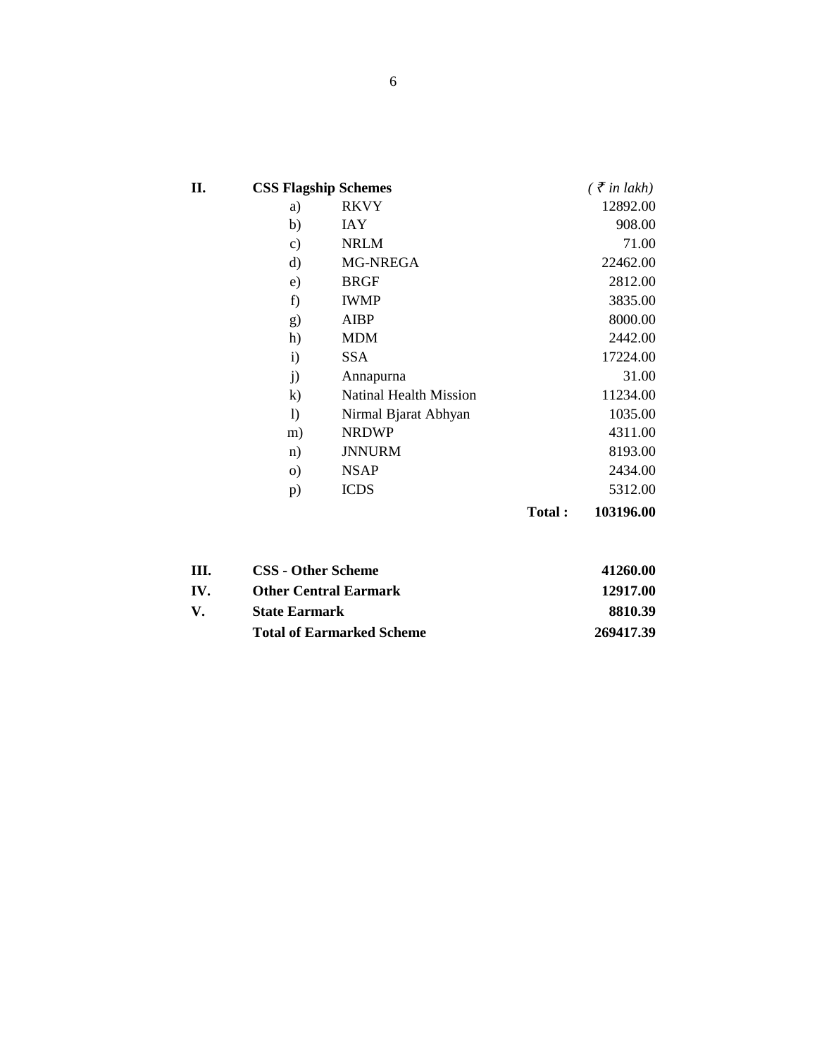**II. CSS Flagship Schemes** *( ₹ in lakh)*

| | | Scheme | ( ₹ in lakh) |
|---|---|---|---|
| | a) | RKVY | 12892.00 |
| | b) | IAY | 908.00 |
| | c) | NRLM | 71.00 |
| | d) | MG-NREGA | 22462.00 |
| | e) | BRGF | 2812.00 |
| | f) | IWMP | 3835.00 |
| | g) | AIBP | 8000.00 |
| | h) | MDM | 2442.00 |
| | i) | SSA | 17224.00 |
| | j) | Annapurna | 31.00 |
| | k) | Natinal Health Mission | 11234.00 |
| | l) | Nirmal Bjarat Abhyan | 1035.00 |
| | m) | NRDWP | 4311.00 |
| | n) | JNNURM | 8193.00 |
| | o) | NSAP | 2434.00 |
| | p) | ICDS | 5312.00 |
| | | **Total :** | **103196.00** |

| | | |
|---|---|---|
| **III.** | **CSS - Other Scheme** | **41260.00** |
| **IV.** | **Other Central Earmark** | **12917.00** |
| **V.** | **State Earmark** | **8810.39** |
| | **Total of Earmarked Scheme** | **269417.39** |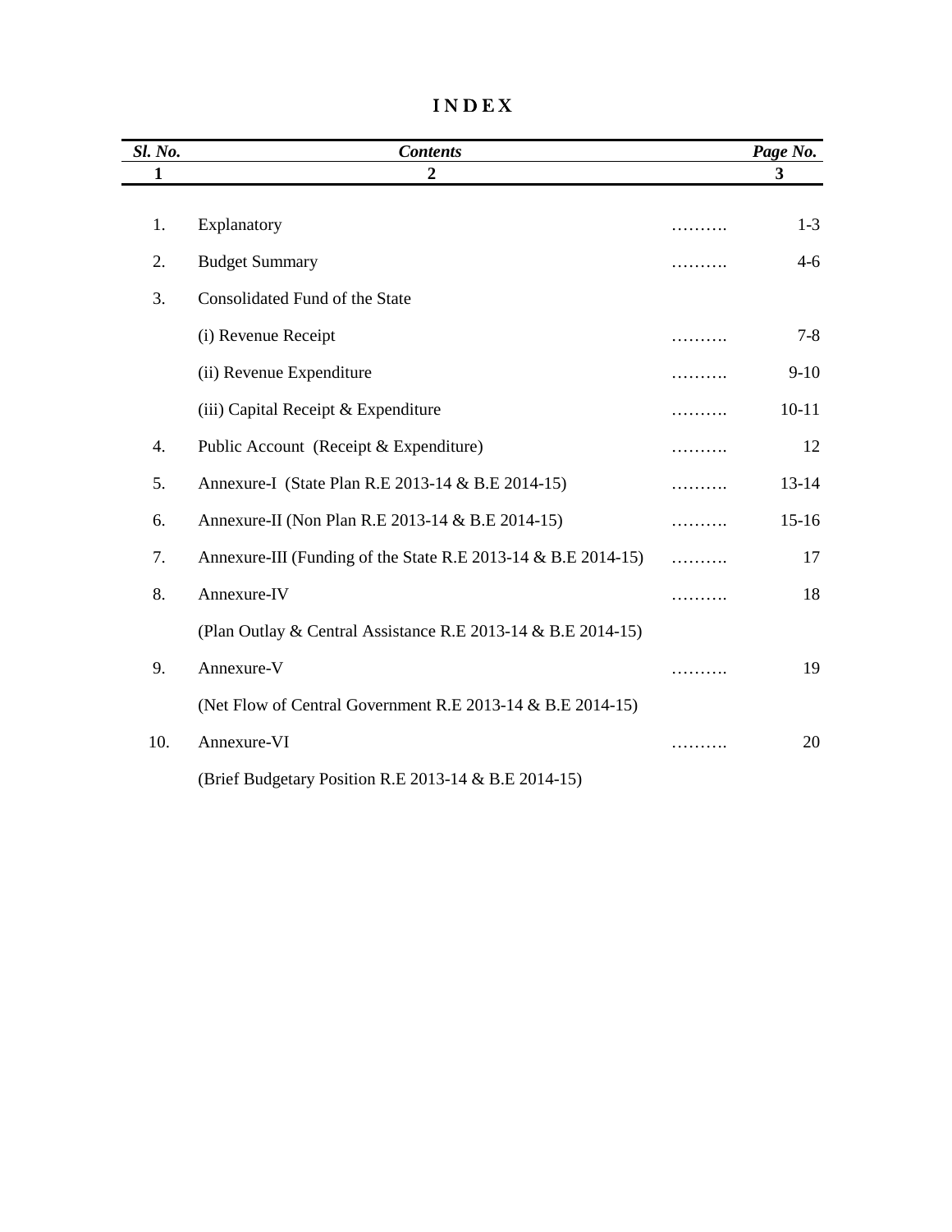# I N D E X

| *Sl. No.* | *Contents* | | *Page No.* |
|---|---|---|---|
| **1** | **2** | | **3** |
| 1. | Explanatory | ………. | 1-3 |
| 2. | Budget Summary | ………. | 4-6 |
| 3. | Consolidated Fund of the State | | |
| | (i) Revenue Receipt | ………. | 7-8 |
| | (ii) Revenue Expenditure | ………. | 9-10 |
| | (iii) Capital Receipt & Expenditure | ………. | 10-11 |
| 4. | Public Account (Receipt & Expenditure) | ………. | 12 |
| 5. | Annexure-I (State Plan R.E 2013-14 & B.E 2014-15) | ………. | 13-14 |
| 6. | Annexure-II (Non Plan R.E 2013-14 & B.E 2014-15) | ………. | 15-16 |
| 7. | Annexure-III (Funding of the State R.E 2013-14 & B.E 2014-15) | ………. | 17 |
| 8. | Annexure-IV | ………. | 18 |
| | (Plan Outlay & Central Assistance R.E 2013-14 & B.E 2014-15) | | |
| 9. | Annexure-V | ………. | 19 |
| | (Net Flow of Central Government R.E 2013-14 & B.E 2014-15) | | |
| 10. | Annexure-VI | ………. | 20 |
| | (Brief Budgetary Position R.E 2013-14 & B.E 2014-15) | | |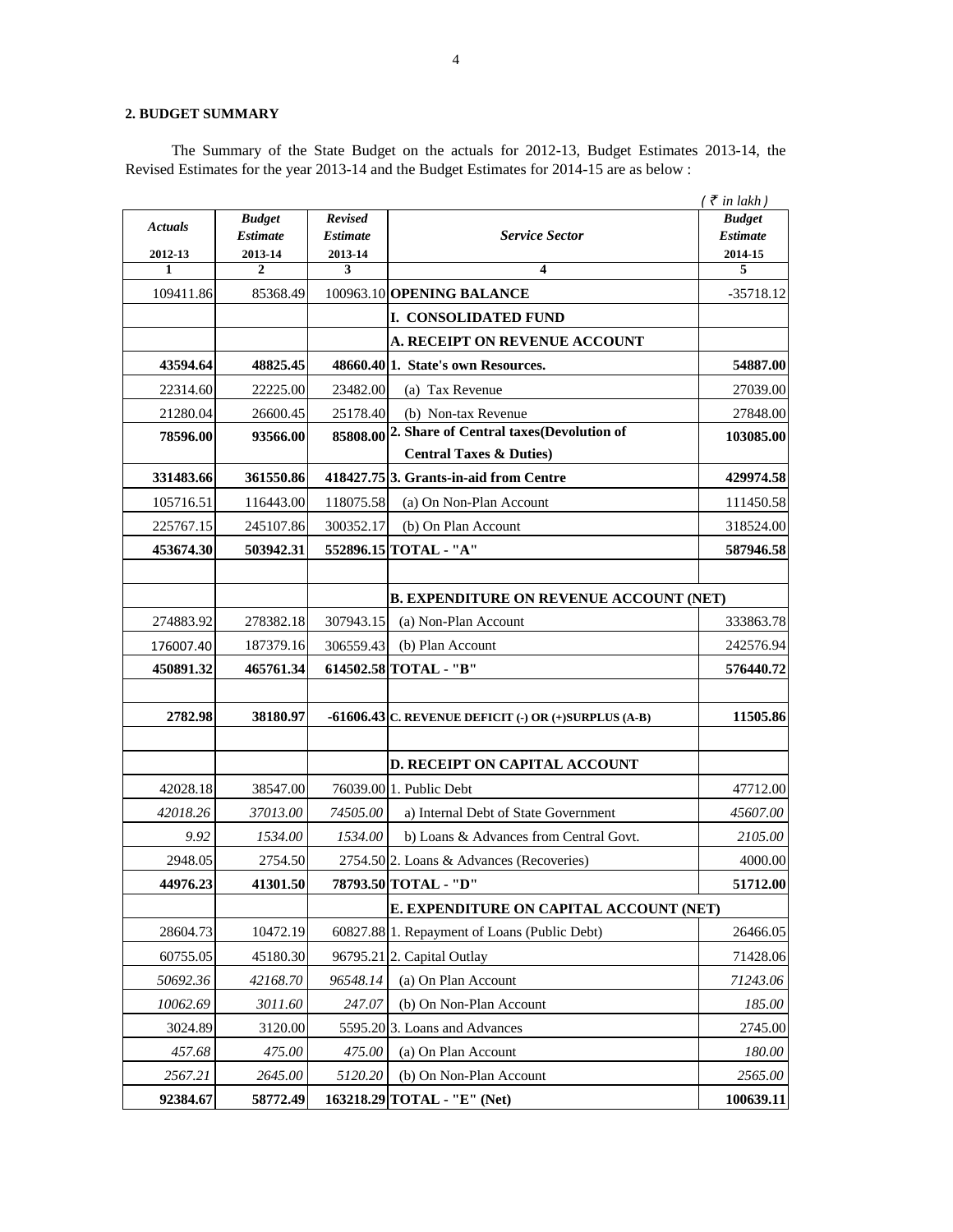## 2. BUDGET SUMMARY

The Summary of the State Budget on the actuals for 2012-13, Budget Estimates 2013-14, the Revised Estimates for the year 2013-14 and the Budget Estimates for 2014-15 are as below :

*( ₹ in lakh )*

| *Actuals* 2012-13 | *Budget Estimate* 2013-14 | *Revised Estimate* 2013-14 | *Service Sector* | *Budget Estimate* 2014-15 |
|---|---|---|---|---|
| 1 | 2 | 3 | 4 | 5 |
| 109411.86 | 85368.49 | 100963.10 | **OPENING BALANCE** | -35718.12 |
| | | | **I. CONSOLIDATED FUND** | |
| | | | **A. RECEIPT ON REVENUE ACCOUNT** | |
| **43594.64** | **48825.45** | **48660.40** | **1. State's own Resources.** | **54887.00** |
| 22314.60 | 22225.00 | 23482.00 | (a) Tax Revenue | 27039.00 |
| 21280.04 | 26600.45 | 25178.40 | (b) Non-tax Revenue | 27848.00 |
| **78596.00** | **93566.00** | **85808.00** | **2. Share of Central taxes(Devolution of Central Taxes & Duties)** | **103085.00** |
| **331483.66** | **361550.86** | **418427.75** | **3. Grants-in-aid from Centre** | **429974.58** |
| 105716.51 | 116443.00 | 118075.58 | (a) On Non-Plan Account | 111450.58 |
| 225767.15 | 245107.86 | 300352.17 | (b) On Plan Account | 318524.00 |
| **453674.30** | **503942.31** | **552896.15** | **TOTAL - "A"** | **587946.58** |
| | | | | |
| | | | **B. EXPENDITURE ON REVENUE ACCOUNT (NET)** | |
| 274883.92 | 278382.18 | 307943.15 | (a) Non-Plan Account | 333863.78 |
| 176007.40 | 187379.16 | 306559.43 | (b) Plan Account | 242576.94 |
| **450891.32** | **465761.34** | **614502.58** | **TOTAL - "B"** | **576440.72** |
| | | | | |
| **2782.98** | **38180.97** | **-61606.43** | **C. REVENUE DEFICIT (-) OR (+)SURPLUS (A-B)** | **11505.86** |
| | | | | |
| | | | **D. RECEIPT ON CAPITAL ACCOUNT** | |
| 42028.18 | 38547.00 | 76039.00 | 1. Public Debt | 47712.00 |
| *42018.26* | *37013.00* | *74505.00* | a) Internal Debt of State Government | *45607.00* |
| *9.92* | *1534.00* | *1534.00* | b) Loans & Advances from Central Govt. | *2105.00* |
| 2948.05 | 2754.50 | 2754.50 | 2. Loans & Advances (Recoveries) | 4000.00 |
| **44976.23** | **41301.50** | **78793.50** | **TOTAL - "D"** | **51712.00** |
| | | | **E. EXPENDITURE ON CAPITAL ACCOUNT (NET)** | |
| 28604.73 | 10472.19 | 60827.88 | 1. Repayment of Loans (Public Debt) | 26466.05 |
| 60755.05 | 45180.30 | 96795.21 | 2. Capital Outlay | 71428.06 |
| *50692.36* | *42168.70* | *96548.14* | (a) On Plan Account | *71243.06* |
| *10062.69* | *3011.60* | *247.07* | (b) On Non-Plan Account | *185.00* |
| 3024.89 | 3120.00 | 5595.20 | 3. Loans and Advances | 2745.00 |
| *457.68* | *475.00* | *475.00* | (a) On Plan Account | *180.00* |
| *2567.21* | *2645.00* | *5120.20* | (b) On Non-Plan Account | *2565.00* |
| **92384.67** | **58772.49** | **163218.29** | **TOTAL - "E" (Net)** | **100639.11** |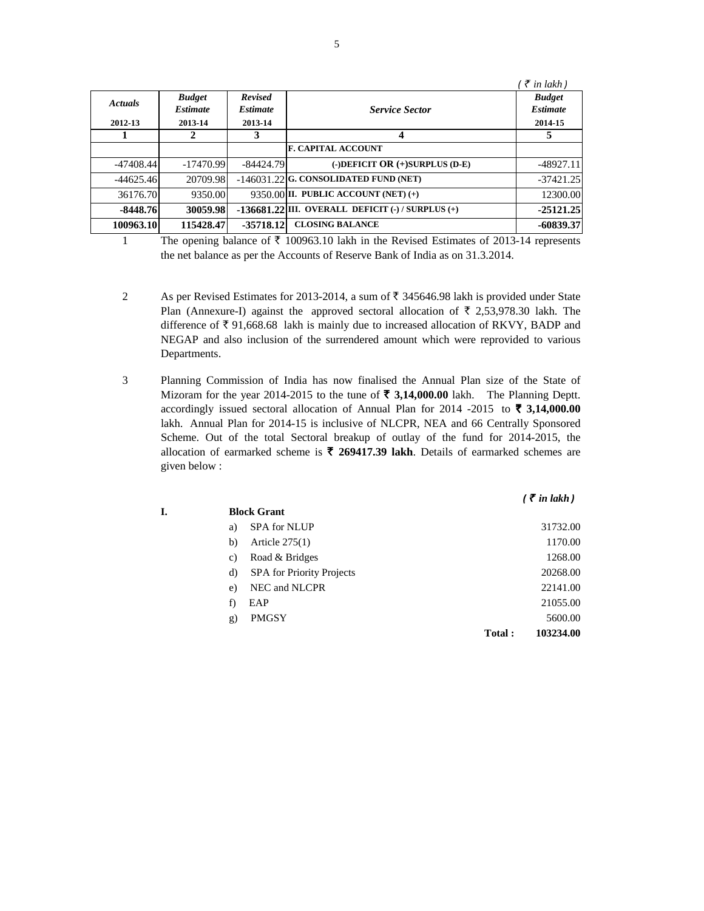( ₹ *in lakh* )

| *Actuals* 2012-13 | *Budget Estimate* 2013-14 | *Revised Estimate* 2013-14 | *Service Sector* | *Budget Estimate* 2014-15 |
|---|---|---|---|---|
| **1** | **2** | **3** | **4** | **5** |
| | | | **F. CAPITAL ACCOUNT** | |
| -47408.44 | -17470.99 | -84424.79 | **(-)DEFICIT OR (+)SURPLUS (D-E)** | -48927.11 |
| -44625.46 | 20709.98 | -146031.22 | **G. CONSOLIDATED FUND (NET)** | -37421.25 |
| 36176.70 | 9350.00 | 9350.00 | **II. PUBLIC ACCOUNT (NET) (+)** | 12300.00 |
| **-8448.76** | **30059.98** | **-136681.22** | **III. OVERALL DEFICIT (-) / SURPLUS (+)** | **-25121.25** |
| **100963.10** | **115428.47** | **-35718.12** | **CLOSING BALANCE** | **-60839.37** |

1. The opening balance of ₹ 100963.10 lakh in the Revised Estimates of 2013-14 represents the net balance as per the Accounts of Reserve Bank of India as on 31.3.2014.

2. As per Revised Estimates for 2013-2014, a sum of ₹ 345646.98 lakh is provided under State Plan (Annexure-I) against the approved sectoral allocation of ₹ 2,53,978.30 lakh. The difference of ₹ 91,668.68 lakh is mainly due to increased allocation of RKVY, BADP and NEGAP and also inclusion of the surrendered amount which were reprovided to various Departments.

3. Planning Commission of India has now finalised the Annual Plan size of the State of Mizoram for the year 2014-2015 to the tune of **₹ 3,14,000.00** lakh. The Planning Deptt. accordingly issued sectoral allocation of Annual Plan for 2014 -2015 to **₹ 3,14,000.00** lakh. Annual Plan for 2014-15 is inclusive of NLCPR, NEA and 66 Centrally Sponsored Scheme. Out of the total Sectoral breakup of outlay of the fund for 2014-2015, the allocation of earmarked scheme is **₹ 269417.39 lakh**. Details of earmarked schemes are given below :

***( ₹ in lakh )***

**I. Block Grant**

| | | |
|---|---|---|
| a) | SPA for NLUP | 31732.00 |
| b) | Article 275(1) | 1170.00 |
| c) | Road & Bridges | 1268.00 |
| d) | SPA for Priority Projects | 20268.00 |
| e) | NEC and NLCPR | 22141.00 |
| f) | EAP | 21055.00 |
| g) | PMGSY | 5600.00 |
| | **Total :** | **103234.00** |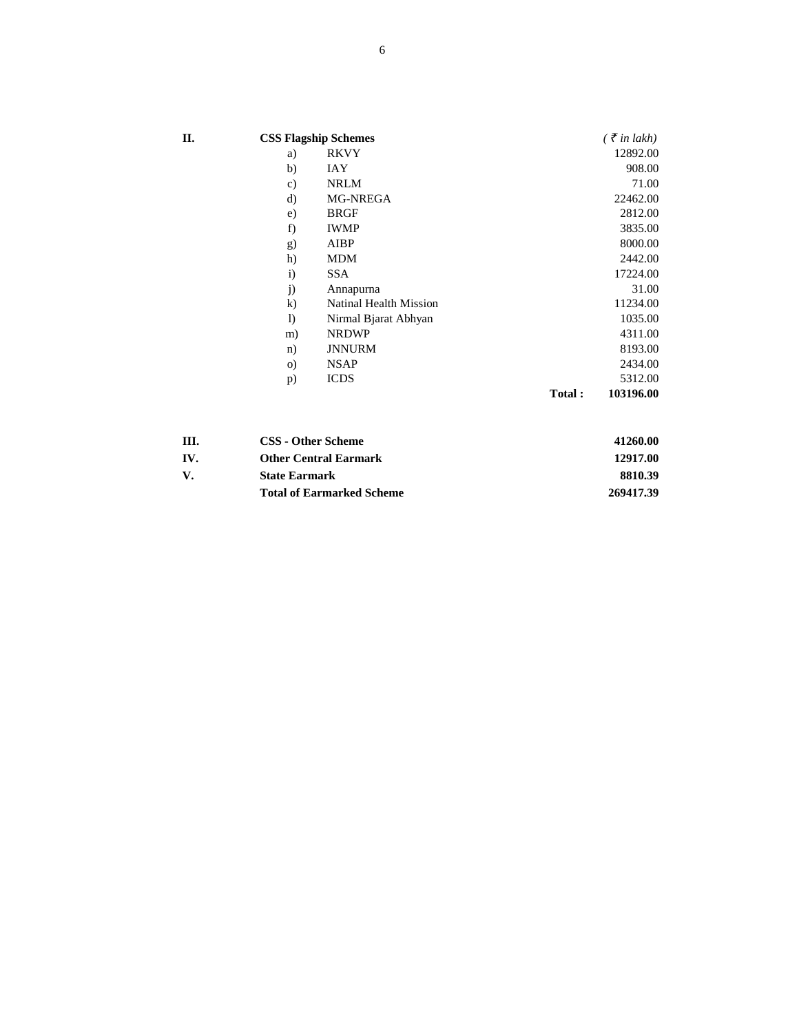| | | | |
|---|---|---|---|
| **II.** | **CSS Flagship Schemes** | | *( ₹ in lakh)* |
| | a) | RKVY | 12892.00 |
| | b) | IAY | 908.00 |
| | c) | NRLM | 71.00 |
| | d) | MG-NREGA | 22462.00 |
| | e) | BRGF | 2812.00 |
| | f) | IWMP | 3835.00 |
| | g) | AIBP | 8000.00 |
| | h) | MDM | 2442.00 |
| | i) | SSA | 17224.00 |
| | j) | Annapurna | 31.00 |
| | k) | Natinal Health Mission | 11234.00 |
| | l) | Nirmal Bjarat Abhyan | 1035.00 |
| | m) | NRDWP | 4311.00 |
| | n) | JNNURM | 8193.00 |
| | o) | NSAP | 2434.00 |
| | p) | ICDS | 5312.00 |
| | | **Total :** | **103196.00** |

| | | |
|---|---|---|
| **III.** | **CSS - Other Scheme** | **41260.00** |
| **IV.** | **Other Central Earmark** | **12917.00** |
| **V.** | **State Earmark** | **8810.39** |
| | **Total of Earmarked Scheme** | **269417.39** |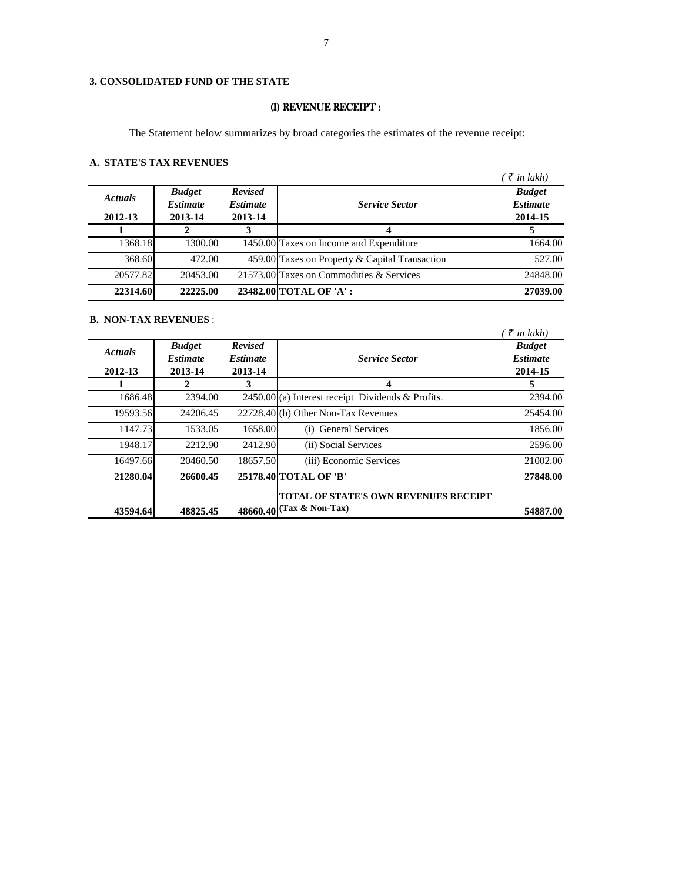**3. CONSOLIDATED FUND OF THE STATE**

**(I) REVENUE RECEIPT :**

The Statement below summarizes by broad categories the estimates of the revenue receipt:

**A. STATE'S TAX REVENUES**

*( ₹ in lakh)*

| *Actuals* 2012-13 | *Budget Estimate* 2013-14 | *Revised Estimate* 2013-14 | *Service Sector* | *Budget Estimate* 2014-15 |
|---|---|---|---|---|
| 1 | 2 | 3 | 4 | 5 |
| 1368.18 | 1300.00 | 1450.00 | Taxes on Income and Expenditure | 1664.00 |
| 368.60 | 472.00 | 459.00 | Taxes on Property & Capital Transaction | 527.00 |
| 20577.82 | 20453.00 | 21573.00 | Taxes on Commodities & Services | 24848.00 |
| **22314.60** | **22225.00** | **23482.00** | **TOTAL OF 'A' :** | **27039.00** |

**B. NON-TAX REVENUES** :

*( ₹ in lakh)*

| *Actuals* 2012-13 | *Budget Estimate* 2013-14 | *Revised Estimate* 2013-14 | *Service Sector* | *Budget Estimate* 2014-15 |
|---|---|---|---|---|
| 1 | 2 | 3 | 4 | 5 |
| 1686.48 | 2394.00 | 2450.00 | (a) Interest receipt Dividends & Profits. | 2394.00 |
| 19593.56 | 24206.45 | 22728.40 | (b) Other Non-Tax Revenues | 25454.00 |
| 1147.73 | 1533.05 | 1658.00 | (i) General Services | 1856.00 |
| 1948.17 | 2212.90 | 2412.90 | (ii) Social Services | 2596.00 |
| 16497.66 | 20460.50 | 18657.50 | (iii) Economic Services | 21002.00 |
| **21280.04** | **26600.45** | **25178.40** | **TOTAL OF 'B'** | **27848.00** |
| **43594.64** | **48825.45** | **48660.40** | **TOTAL OF STATE'S OWN REVENUES RECEIPT (Tax & Non-Tax)** | **54887.00** |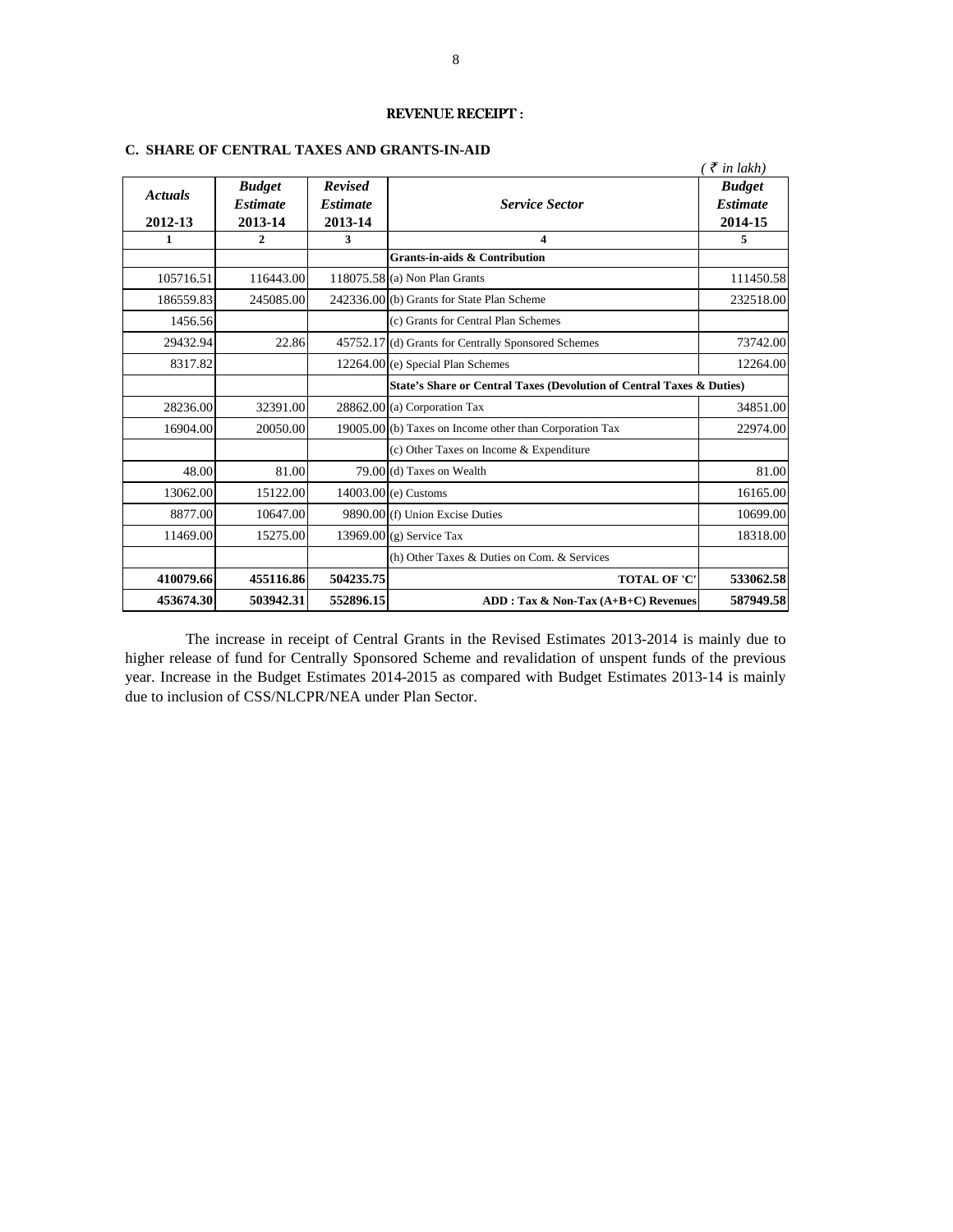## REVENUE RECEIPT :

### C. SHARE OF CENTRAL TAXES AND GRANTS-IN-AID

( ₹ in lakh)

| *Actuals* 2012-13 | *Budget Estimate* 2013-14 | *Revised Estimate* 2013-14 | *Service Sector* | *Budget Estimate* 2014-15 |
|---|---|---|---|---|
| 1 | 2 | 3 | 4 | 5 |
| | | | **Grants-in-aids & Contribution** | |
| 105716.51 | 116443.00 | 118075.58 | (a) Non Plan Grants | 111450.58 |
| 186559.83 | 245085.00 | 242336.00 | (b) Grants for State Plan Scheme | 232518.00 |
| 1456.56 | | | (c) Grants for Central Plan Schemes | |
| 29432.94 | 22.86 | 45752.17 | (d) Grants for Centrally Sponsored Schemes | 73742.00 |
| 8317.82 | | 12264.00 | (e) Special Plan Schemes | 12264.00 |
| | | | **State's Share or Central Taxes (Devolution of Central Taxes & Duties)** | |
| 28236.00 | 32391.00 | 28862.00 | (a) Corporation Tax | 34851.00 |
| 16904.00 | 20050.00 | 19005.00 | (b) Taxes on Income other than Corporation Tax | 22974.00 |
| | | | (c) Other Taxes on Income & Expenditure | |
| 48.00 | 81.00 | 79.00 | (d) Taxes on Wealth | 81.00 |
| 13062.00 | 15122.00 | 14003.00 | (e) Customs | 16165.00 |
| 8877.00 | 10647.00 | 9890.00 | (f) Union Excise Duties | 10699.00 |
| 11469.00 | 15275.00 | 13969.00 | (g) Service Tax | 18318.00 |
| | | | (h) Other Taxes & Duties on Com. & Services | |
| **410079.66** | **455116.86** | **504235.75** | **TOTAL OF 'C'** | **533062.58** |
| **453674.30** | **503942.31** | **552896.15** | **ADD : Tax & Non-Tax (A+B+C) Revenues** | **587949.58** |

The increase in receipt of Central Grants in the Revised Estimates 2013-2014 is mainly due to higher release of fund for Centrally Sponsored Scheme and revalidation of unspent funds of the previous year. Increase in the Budget Estimates 2014-2015 as compared with Budget Estimates 2013-14 is mainly due to inclusion of CSS/NLCPR/NEA under Plan Sector.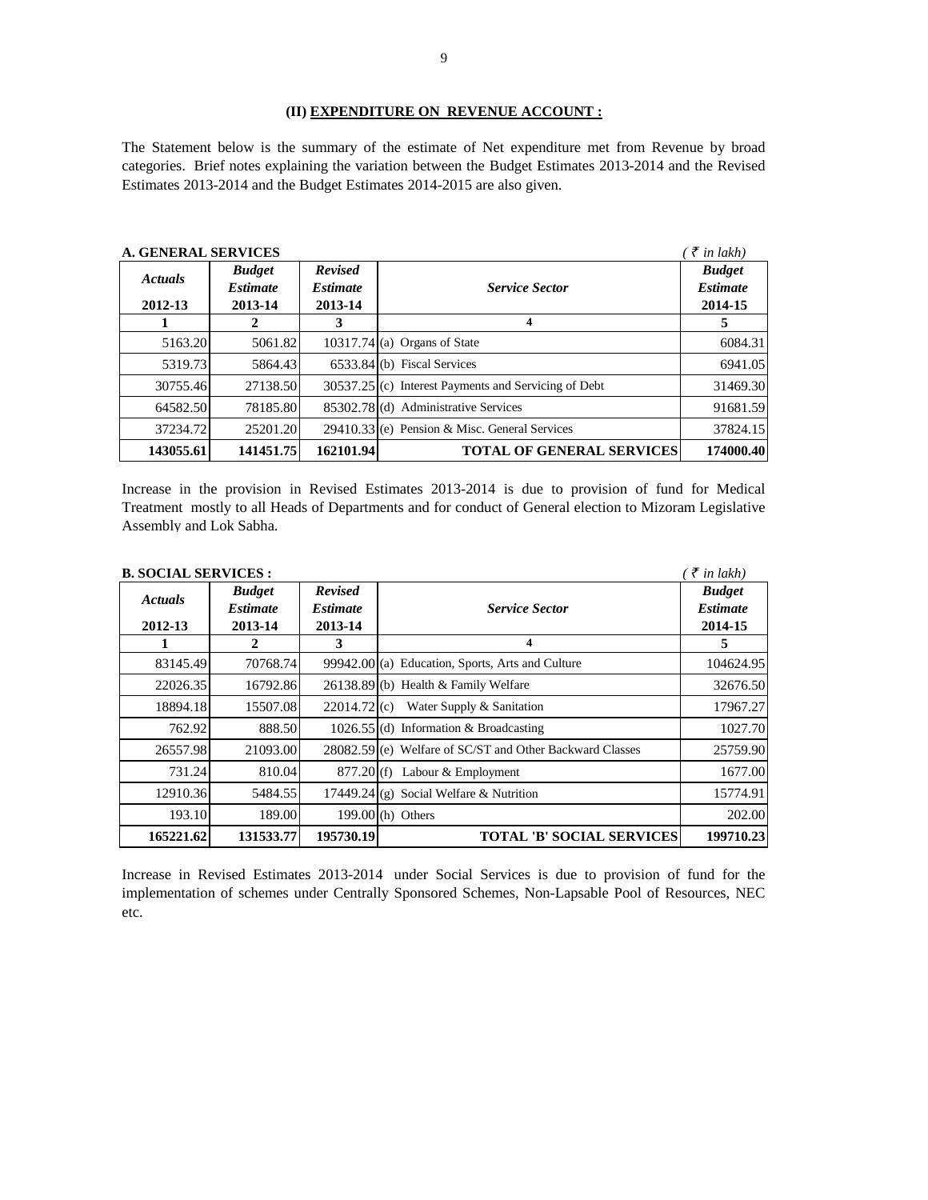### (II) EXPENDITURE ON REVENUE ACCOUNT :

The Statement below is the summary of the estimate of Net expenditure met from Revenue by broad categories. Brief notes explaining the variation between the Budget Estimates 2013-2014 and the Revised Estimates 2013-2014 and the Budget Estimates 2014-2015 are also given.

**A. GENERAL SERVICES** *(₹ in lakh)*

| *Actuals* 2012-13 | *Budget Estimate* 2013-14 | *Revised Estimate* 2013-14 | *Service Sector* | *Budget Estimate* 2014-15 |
|---|---|---|---|---|
| 1 | 2 | 3 | 4 | 5 |
| 5163.20 | 5061.82 | 10317.74 | (a) Organs of State | 6084.31 |
| 5319.73 | 5864.43 | 6533.84 | (b) Fiscal Services | 6941.05 |
| 30755.46 | 27138.50 | 30537.25 | (c) Interest Payments and Servicing of Debt | 31469.30 |
| 64582.50 | 78185.80 | 85302.78 | (d) Administrative Services | 91681.59 |
| 37234.72 | 25201.20 | 29410.33 | (e) Pension & Misc. General Services | 37824.15 |
| **143055.61** | **141451.75** | **162101.94** | **TOTAL OF GENERAL SERVICES** | **174000.40** |

Increase in the provision in Revised Estimates 2013-2014 is due to provision of fund for Medical Treatment mostly to all Heads of Departments and for conduct of General election to Mizoram Legislative Assembly and Lok Sabha.

**B. SOCIAL SERVICES :** *(₹ in lakh)*

| *Actuals* 2012-13 | *Budget Estimate* 2013-14 | *Revised Estimate* 2013-14 | *Service Sector* | *Budget Estimate* 2014-15 |
|---|---|---|---|---|
| 1 | 2 | 3 | 4 | 5 |
| 83145.49 | 70768.74 | 99942.00 | (a) Education, Sports, Arts and Culture | 104624.95 |
| 22026.35 | 16792.86 | 26138.89 | (b) Health & Family Welfare | 32676.50 |
| 18894.18 | 15507.08 | 22014.72 | (c) Water Supply & Sanitation | 17967.27 |
| 762.92 | 888.50 | 1026.55 | (d) Information & Broadcasting | 1027.70 |
| 26557.98 | 21093.00 | 28082.59 | (e) Welfare of SC/ST and Other Backward Classes | 25759.90 |
| 731.24 | 810.04 | 877.20 | (f) Labour & Employment | 1677.00 |
| 12910.36 | 5484.55 | 17449.24 | (g) Social Welfare & Nutrition | 15774.91 |
| 193.10 | 189.00 | 199.00 | (h) Others | 202.00 |
| **165221.62** | **131533.77** | **195730.19** | **TOTAL 'B' SOCIAL SERVICES** | **199710.23** |

Increase in Revised Estimates 2013-2014 under Social Services is due to provision of fund for the implementation of schemes under Centrally Sponsored Schemes, Non-Lapsable Pool of Resources, NEC etc.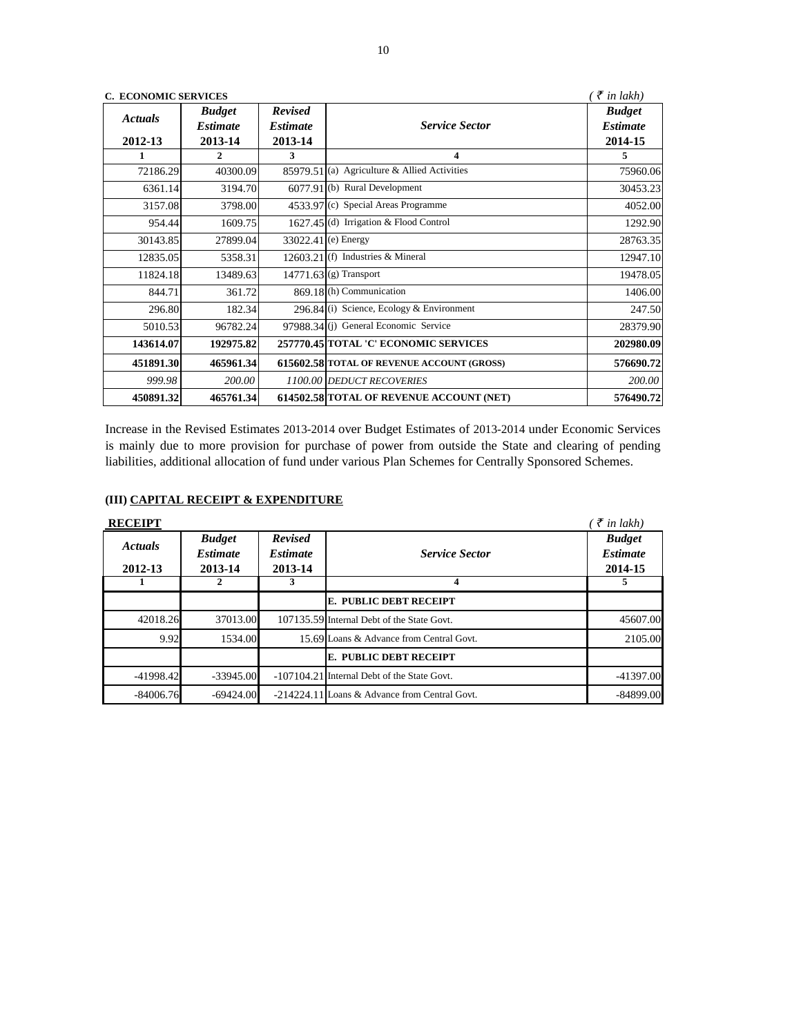**C. ECONOMIC SERVICES** *( ₹ in lakh)*

| *Actuals* 2012-13 | *Budget Estimate* 2013-14 | *Revised Estimate* 2013-14 | *Service Sector* | *Budget Estimate* 2014-15 |
|---|---|---|---|---|
| 1 | 2 | 3 | 4 | 5 |
| 72186.29 | 40300.09 | 85979.51 | (a) Agriculture & Allied Activities | 75960.06 |
| 6361.14 | 3194.70 | 6077.91 | (b) Rural Development | 30453.23 |
| 3157.08 | 3798.00 | 4533.97 | (c) Special Areas Programme | 4052.00 |
| 954.44 | 1609.75 | 1627.45 | (d) Irrigation & Flood Control | 1292.90 |
| 30143.85 | 27899.04 | 33022.41 | (e) Energy | 28763.35 |
| 12835.05 | 5358.31 | 12603.21 | (f) Industries & Mineral | 12947.10 |
| 11824.18 | 13489.63 | 14771.63 | (g) Transport | 19478.05 |
| 844.71 | 361.72 | 869.18 | (h) Communication | 1406.00 |
| 296.80 | 182.34 | 296.84 | (i) Science, Ecology & Environment | 247.50 |
| 5010.53 | 96782.24 | 97988.34 | (j) General Economic Service | 28379.90 |
| **143614.07** | **192975.82** | **257770.45** | **TOTAL 'C' ECONOMIC SERVICES** | **202980.09** |
| **451891.30** | **465961.34** | **615602.58** | **TOTAL OF REVENUE ACCOUNT (GROSS)** | **576690.72** |
| *999.98* | *200.00* | *1100.00* | *DEDUCT RECOVERIES* | *200.00* |
| **450891.32** | **465761.34** | **614502.58** | **TOTAL OF REVENUE ACCOUNT (NET)** | **576490.72** |

Increase in the Revised Estimates 2013-2014 over Budget Estimates of 2013-2014 under Economic Services is mainly due to more provision for purchase of power from outside the State and clearing of pending liabilities, additional allocation of fund under various Plan Schemes for Centrally Sponsored Schemes.

### (III) CAPITAL RECEIPT & EXPENDITURE

**RECEIPT** *( ₹ in lakh)*

| *Actuals* 2012-13 | *Budget Estimate* 2013-14 | *Revised Estimate* 2013-14 | *Service Sector* | *Budget Estimate* 2014-15 |
|---|---|---|---|---|
| 1 | 2 | 3 | 4 | 5 |
| | | | **E. PUBLIC DEBT RECEIPT** | |
| 42018.26 | 37013.00 | 107135.59 | Internal Debt of the State Govt. | 45607.00 |
| 9.92 | 1534.00 | 15.69 | Loans & Advance from Central Govt. | 2105.00 |
| | | | **E. PUBLIC DEBT RECEIPT** | |
| -41998.42 | -33945.00 | -107104.21 | Internal Debt of the State Govt. | -41397.00 |
| -84006.76 | -69424.00 | -214224.11 | Loans & Advance from Central Govt. | -84899.00 |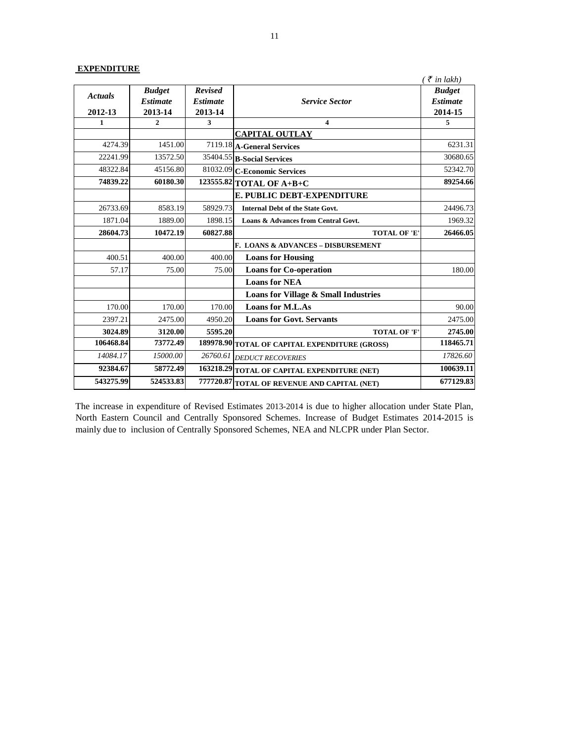**EXPENDITURE**

( ₹ in lakh)

| *Actuals* 2012-13 | *Budget Estimate* 2013-14 | *Revised Estimate* 2013-14 | *Service Sector* | *Budget Estimate* 2014-15 |
|---|---|---|---|---|
| 1 | 2 | 3 | 4 | 5 |
| | | | **CAPITAL OUTLAY** | |
| 4274.39 | 1451.00 | 7119.18 | **A-General Services** | 6231.31 |
| 22241.99 | 13572.50 | 35404.55 | **B-Social Services** | 30680.65 |
| 48322.84 | 45156.80 | 81032.09 | **C-Economic Services** | 52342.70 |
| **74839.22** | **60180.30** | **123555.82** | **TOTAL OF A+B+C** | **89254.66** |
| | | | **E. PUBLIC DEBT-EXPENDITURE** | |
| 26733.69 | 8583.19 | 58929.73 | **Internal Debt of the State Govt.** | 24496.73 |
| 1871.04 | 1889.00 | 1898.15 | **Loans & Advances from Central Govt.** | 1969.32 |
| **28604.73** | **10472.19** | **60827.88** | **TOTAL OF 'E'** | **26466.05** |
| | | | **F. LOANS & ADVANCES – DISBURSEMENT** | |
| 400.51 | 400.00 | 400.00 | **Loans for Housing** | |
| 57.17 | 75.00 | 75.00 | **Loans for Co-operation** | 180.00 |
| | | | **Loans for NEA** | |
| | | | **Loans for Village & Small Industries** | |
| 170.00 | 170.00 | 170.00 | **Loans for M.L.As** | 90.00 |
| 2397.21 | 2475.00 | 4950.20 | **Loans for Govt. Servants** | 2475.00 |
| **3024.89** | **3120.00** | **5595.20** | **TOTAL OF 'F'** | **2745.00** |
| **106468.84** | **73772.49** | **189978.90** | **TOTAL OF CAPITAL EXPENDITURE (GROSS)** | **118465.71** |
| *14084.17* | *15000.00* | *26760.61* | *DEDUCT RECOVERIES* | *17826.60* |
| **92384.67** | **58772.49** | **163218.29** | **TOTAL OF CAPITAL EXPENDITURE (NET)** | **100639.11** |
| **543275.99** | **524533.83** | **777720.87** | **TOTAL OF REVENUE AND CAPITAL (NET)** | **677129.83** |

The increase in expenditure of Revised Estimates 2013-2014 is due to higher allocation under State Plan, North Eastern Council and Centrally Sponsored Schemes. Increase of Budget Estimates 2014-2015 is mainly due to inclusion of Centrally Sponsored Schemes, NEA and NLCPR under Plan Sector.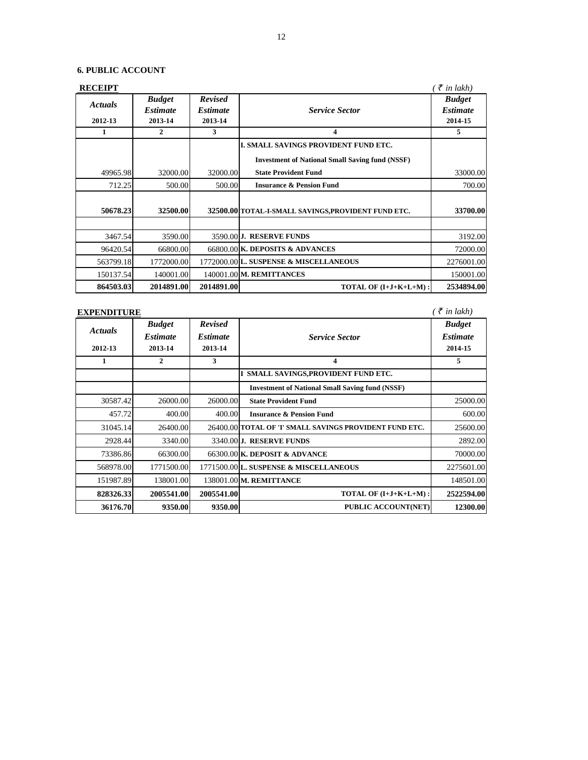### 6. PUBLIC ACCOUNT

**RECEIPT** *( ₹ in lakh)*

| *Actuals* 2012-13 | *Budget Estimate* 2013-14 | *Revised Estimate* 2013-14 | *Service Sector* | *Budget Estimate* 2014-15 |
|---|---|---|---|---|
| 1 | 2 | 3 | 4 | 5 |
| | | | **I. SMALL SAVINGS PROVIDENT FUND ETC.** | |
| | | | **Investment of National Small Saving fund (NSSF)** | |
| 49965.98 | 32000.00 | 32000.00 | **State Provident Fund** | 33000.00 |
| 712.25 | 500.00 | 500.00 | **Insurance & Pension Fund** | 700.00 |
| **50678.23** | **32500.00** | **32500.00** | **TOTAL-I-SMALL SAVINGS,PROVIDENT FUND ETC.** | **33700.00** |
| | | | | |
| 3467.54 | 3590.00 | 3590.00 | **J. RESERVE FUNDS** | 3192.00 |
| 96420.54 | 66800.00 | 66800.00 | **K. DEPOSITS & ADVANCES** | 72000.00 |
| 563799.18 | 1772000.00 | 1772000.00 | **L. SUSPENSE & MISCELLANEOUS** | 2276001.00 |
| 150137.54 | 140001.00 | 140001.00 | **M. REMITTANCES** | 150001.00 |
| **864503.03** | **2014891.00** | **2014891.00** | **TOTAL OF (I+J+K+L+M) :** | **2534894.00** |

**EXPENDITURE** *( ₹ in lakh)*

| *Actuals* 2012-13 | *Budget Estimate* 2013-14 | *Revised Estimate* 2013-14 | *Service Sector* | *Budget Estimate* 2014-15 |
|---|---|---|---|---|
| 1 | 2 | 3 | 4 | 5 |
| | | | **I SMALL SAVINGS,PROVIDENT FUND ETC.** | |
| | | | **Investment of National Small Saving fund (NSSF)** | |
| 30587.42 | 26000.00 | 26000.00 | **State Provident Fund** | 25000.00 |
| 457.72 | 400.00 | 400.00 | **Insurance & Pension Fund** | 600.00 |
| 31045.14 | 26400.00 | 26400.00 | **TOTAL OF 'I' SMALL SAVINGS PROVIDENT FUND ETC.** | 25600.00 |
| 2928.44 | 3340.00 | 3340.00 | **J. RESERVE FUNDS** | 2892.00 |
| 73386.86 | 66300.00 | 66300.00 | **K. DEPOSIT & ADVANCE** | 70000.00 |
| 568978.00 | 1771500.00 | 1771500.00 | **L. SUSPENSE & MISCELLANEOUS** | 2275601.00 |
| 151987.89 | 138001.00 | 138001.00 | **M. REMITTANCE** | 148501.00 |
| **828326.33** | **2005541.00** | **2005541.00** | **TOTAL OF (I+J+K+L+M) :** | **2522594.00** |
| **36176.70** | **9350.00** | **9350.00** | **PUBLIC ACCOUNT(NET)** | **12300.00** |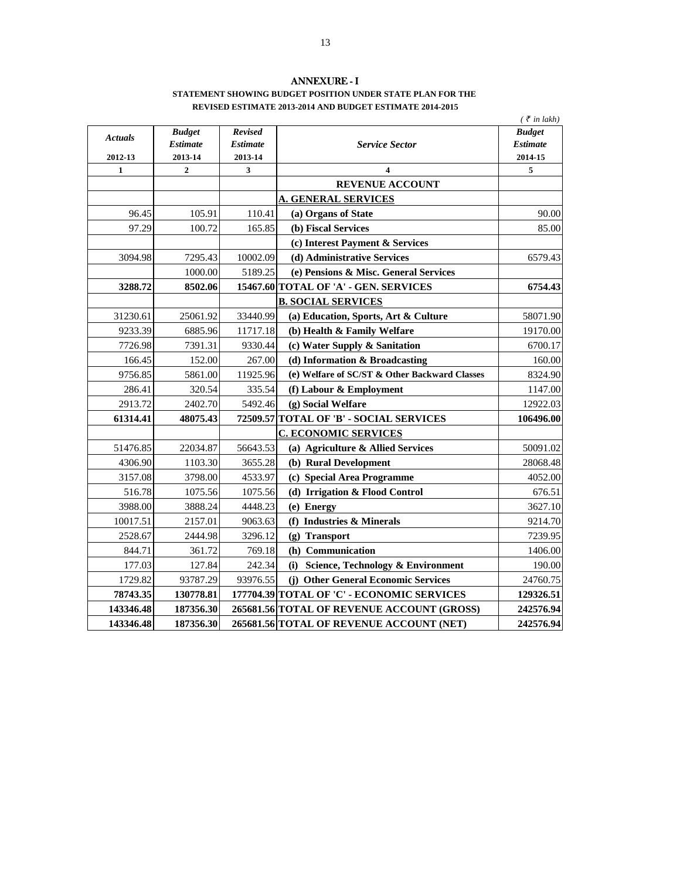## ANNEXURE - I

**STATEMENT SHOWING BUDGET POSITION UNDER STATE PLAN FOR THE REVISED ESTIMATE 2013-2014 AND BUDGET ESTIMATE 2014-2015**

*( ₹ in lakh)*

| *Actuals* 2012-13 | *Budget Estimate* 2013-14 | *Revised Estimate* 2013-14 | *Service Sector* | *Budget Estimate* 2014-15 |
|---|---|---|---|---|
| 1 | 2 | 3 | 4 | 5 |
| | | | **REVENUE ACCOUNT** | |
| | | | **A. GENERAL SERVICES** | |
| 96.45 | 105.91 | 110.41 | **(a) Organs of State** | 90.00 |
| 97.29 | 100.72 | 165.85 | **(b) Fiscal Services** | 85.00 |
| | | | **(c) Interest Payment & Services** | |
| 3094.98 | 7295.43 | 10002.09 | **(d) Administrative Services** | 6579.43 |
| | 1000.00 | 5189.25 | **(e) Pensions & Misc. General Services** | |
| **3288.72** | **8502.06** | **15467.60** | **TOTAL OF 'A' - GEN. SERVICES** | **6754.43** |
| | | | **B. SOCIAL SERVICES** | |
| 31230.61 | 25061.92 | 33440.99 | **(a) Education, Sports, Art & Culture** | 58071.90 |
| 9233.39 | 6885.96 | 11717.18 | **(b) Health & Family Welfare** | 19170.00 |
| 7726.98 | 7391.31 | 9330.44 | **(c) Water Supply & Sanitation** | 6700.17 |
| 166.45 | 152.00 | 267.00 | **(d) Information & Broadcasting** | 160.00 |
| 9756.85 | 5861.00 | 11925.96 | **(e) Welfare of SC/ST & Other Backward Classes** | 8324.90 |
| 286.41 | 320.54 | 335.54 | **(f) Labour & Employment** | 1147.00 |
| 2913.72 | 2402.70 | 5492.46 | **(g) Social Welfare** | 12922.03 |
| **61314.41** | **48075.43** | **72509.57** | **TOTAL OF 'B' - SOCIAL SERVICES** | **106496.00** |
| | | | **C. ECONOMIC SERVICES** | |
| 51476.85 | 22034.87 | 56643.53 | **(a) Agriculture & Allied Services** | 50091.02 |
| 4306.90 | 1103.30 | 3655.28 | **(b) Rural Development** | 28068.48 |
| 3157.08 | 3798.00 | 4533.97 | **(c) Special Area Programme** | 4052.00 |
| 516.78 | 1075.56 | 1075.56 | **(d) Irrigation & Flood Control** | 676.51 |
| 3988.00 | 3888.24 | 4448.23 | **(e) Energy** | 3627.10 |
| 10017.51 | 2157.01 | 9063.63 | **(f) Industries & Minerals** | 9214.70 |
| 2528.67 | 2444.98 | 3296.12 | **(g) Transport** | 7239.95 |
| 844.71 | 361.72 | 769.18 | **(h) Communication** | 1406.00 |
| 177.03 | 127.84 | 242.34 | **(i) Science, Technology & Environment** | 190.00 |
| 1729.82 | 93787.29 | 93976.55 | **(j) Other General Economic Services** | 24760.75 |
| **78743.35** | **130778.81** | **177704.39** | **TOTAL OF 'C' - ECONOMIC SERVICES** | **129326.51** |
| **143346.48** | **187356.30** | **265681.56** | **TOTAL OF REVENUE ACCOUNT (GROSS)** | **242576.94** |
| **143346.48** | **187356.30** | **265681.56** | **TOTAL OF REVENUE ACCOUNT (NET)** | **242576.94** |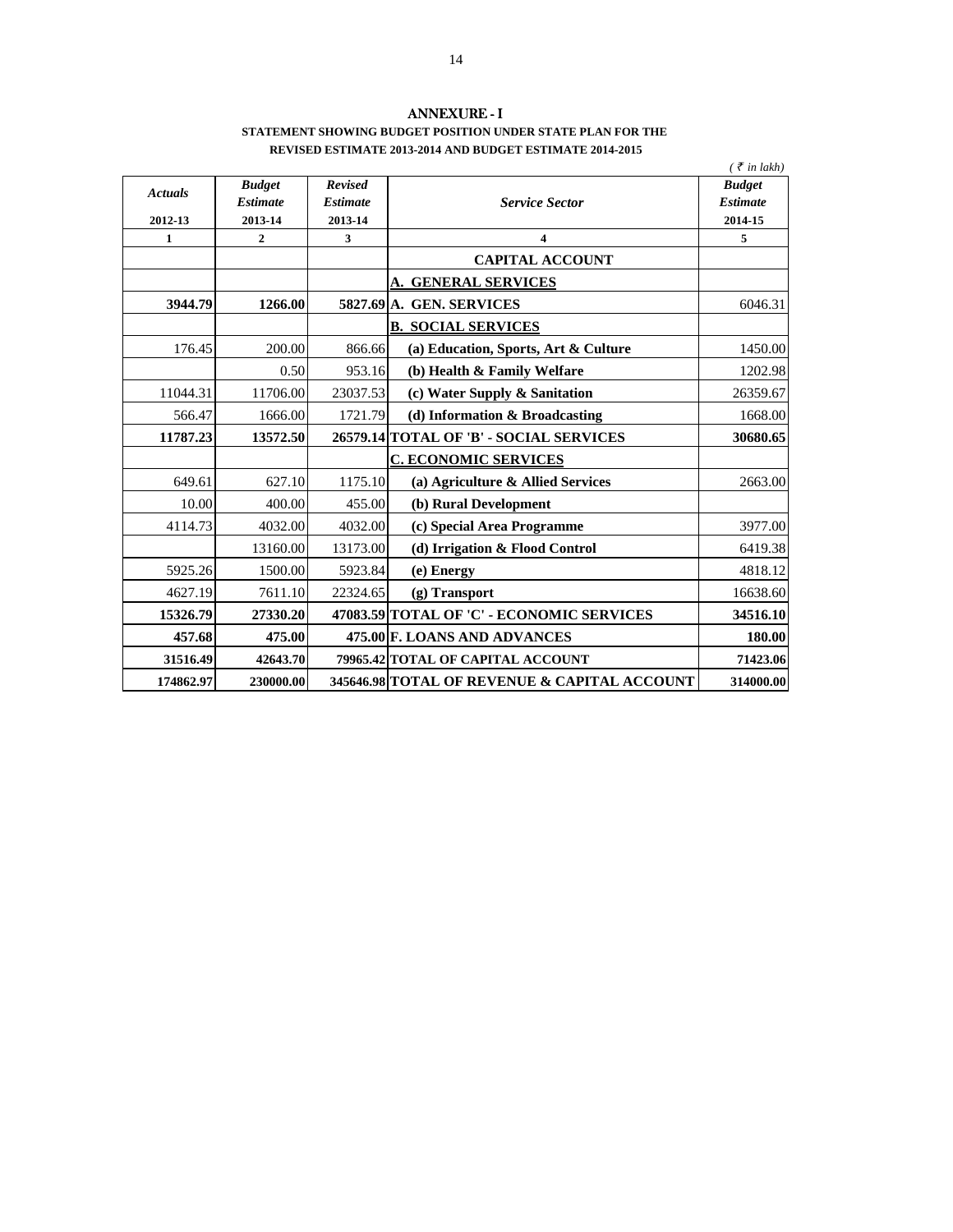## ANNEXURE - I

**STATEMENT SHOWING BUDGET POSITION UNDER STATE PLAN FOR THE REVISED ESTIMATE 2013-2014 AND BUDGET ESTIMATE 2014-2015**

*( ₹ in lakh)*

| *Actuals* 2012-13 | *Budget Estimate* 2013-14 | *Revised Estimate* 2013-14 | *Service Sector* | *Budget Estimate* 2014-15 |
|---|---|---|---|---|
| 1 | 2 | 3 | 4 | 5 |
| | | | **CAPITAL ACCOUNT** | |
| | | | **A. GENERAL SERVICES** | |
| **3944.79** | **1266.00** | **5827.69** | **A. GEN. SERVICES** | 6046.31 |
| | | | **B. SOCIAL SERVICES** | |
| 176.45 | 200.00 | 866.66 | **(a) Education, Sports, Art & Culture** | 1450.00 |
| | 0.50 | 953.16 | **(b) Health & Family Welfare** | 1202.98 |
| 11044.31 | 11706.00 | 23037.53 | **(c) Water Supply & Sanitation** | 26359.67 |
| 566.47 | 1666.00 | 1721.79 | **(d) Information & Broadcasting** | 1668.00 |
| **11787.23** | **13572.50** | **26579.14** | **TOTAL OF 'B' - SOCIAL SERVICES** | **30680.65** |
| | | | **C. ECONOMIC SERVICES** | |
| 649.61 | 627.10 | 1175.10 | **(a) Agriculture & Allied Services** | 2663.00 |
| 10.00 | 400.00 | 455.00 | **(b) Rural Development** | |
| 4114.73 | 4032.00 | 4032.00 | **(c) Special Area Programme** | 3977.00 |
| | 13160.00 | 13173.00 | **(d) Irrigation & Flood Control** | 6419.38 |
| 5925.26 | 1500.00 | 5923.84 | **(e) Energy** | 4818.12 |
| 4627.19 | 7611.10 | 22324.65 | **(g) Transport** | 16638.60 |
| **15326.79** | **27330.20** | **47083.59** | **TOTAL OF 'C' - ECONOMIC SERVICES** | **34516.10** |
| **457.68** | **475.00** | **475.00** | **F. LOANS AND ADVANCES** | **180.00** |
| **31516.49** | **42643.70** | **79965.42** | **TOTAL OF CAPITAL ACCOUNT** | **71423.06** |
| **174862.97** | **230000.00** | **345646.98** | **TOTAL OF REVENUE & CAPITAL ACCOUNT** | **314000.00** |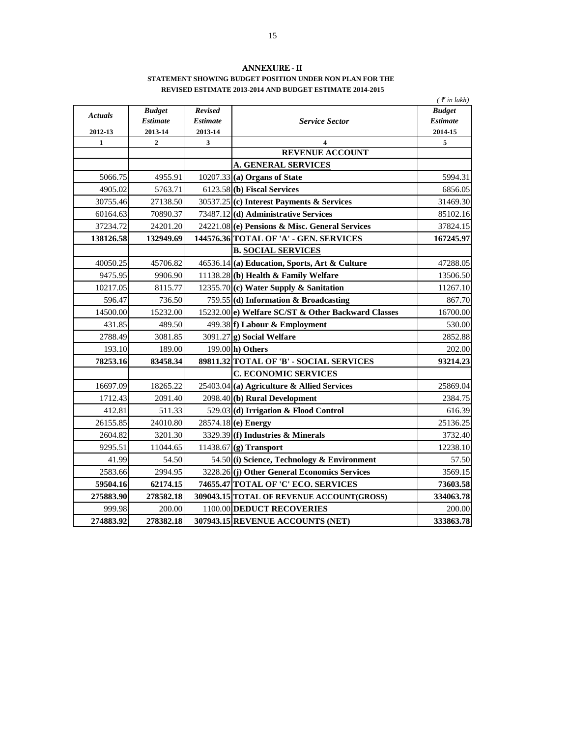## ANNEXURE - II

### STATEMENT SHOWING BUDGET POSITION UNDER NON PLAN FOR THE REVISED ESTIMATE 2013-2014 AND BUDGET ESTIMATE 2014-2015

*( ₹ in lakh)*

| *Actuals* 2012-13 | *Budget Estimate* 2013-14 | *Revised Estimate* 2013-14 | *Service Sector* | *Budget Estimate* 2014-15 |
|---|---|---|---|---|
| 1 | 2 | 3 | 4 | 5 |
| | | | **REVENUE ACCOUNT** | |
| | | | **A. GENERAL SERVICES** | |
| 5066.75 | 4955.91 | 10207.33 | **(a) Organs of State** | 5994.31 |
| 4905.02 | 5763.71 | 6123.58 | **(b) Fiscal Services** | 6856.05 |
| 30755.46 | 27138.50 | 30537.25 | **(c) Interest Payments & Services** | 31469.30 |
| 60164.63 | 70890.37 | 73487.12 | **(d) Administrative Services** | 85102.16 |
| 37234.72 | 24201.20 | 24221.08 | **(e) Pensions & Misc. General Services** | 37824.15 |
| **138126.58** | **132949.69** | **144576.36** | **TOTAL OF 'A' - GEN. SERVICES** | **167245.97** |
| | | | **B. SOCIAL SERVICES** | |
| 40050.25 | 45706.82 | 46536.14 | **(a) Education, Sports, Art & Culture** | 47288.05 |
| 9475.95 | 9906.90 | 11138.28 | **(b) Health & Family Welfare** | 13506.50 |
| 10217.05 | 8115.77 | 12355.70 | **(c) Water Supply & Sanitation** | 11267.10 |
| 596.47 | 736.50 | 759.55 | **(d) Information & Broadcasting** | 867.70 |
| 14500.00 | 15232.00 | 15232.00 | **e) Welfare SC/ST & Other Backward Classes** | 16700.00 |
| 431.85 | 489.50 | 499.38 | **f) Labour & Employment** | 530.00 |
| 2788.49 | 3081.85 | 3091.27 | **g) Social Welfare** | 2852.88 |
| 193.10 | 189.00 | 199.00 | **h) Others** | 202.00 |
| **78253.16** | **83458.34** | **89811.32** | **TOTAL OF 'B' - SOCIAL SERVICES** | **93214.23** |
| | | | **C. ECONOMIC SERVICES** | |
| 16697.09 | 18265.22 | 25403.04 | **(a) Agriculture & Allied Services** | 25869.04 |
| 1712.43 | 2091.40 | 2098.40 | **(b) Rural Development** | 2384.75 |
| 412.81 | 511.33 | 529.03 | **(d) Irrigation & Flood Control** | 616.39 |
| 26155.85 | 24010.80 | 28574.18 | **(e) Energy** | 25136.25 |
| 2604.82 | 3201.30 | 3329.39 | **(f) Industries & Minerals** | 3732.40 |
| 9295.51 | 11044.65 | 11438.67 | **(g) Transport** | 12238.10 |
| 41.99 | 54.50 | 54.50 | **(i) Science, Technology & Environment** | 57.50 |
| 2583.66 | 2994.95 | 3228.26 | **(j) Other General Economics Services** | 3569.15 |
| **59504.16** | **62174.15** | **74655.47** | **TOTAL OF 'C' ECO. SERVICES** | **73603.58** |
| **275883.90** | **278582.18** | **309043.15** | **TOTAL OF REVENUE ACCOUNT(GROSS)** | **334063.78** |
| 999.98 | 200.00 | 1100.00 | **DEDUCT RECOVERIES** | 200.00 |
| **274883.92** | **278382.18** | **307943.15** | **REVENUE ACCOUNTS (NET)** | **333863.78** |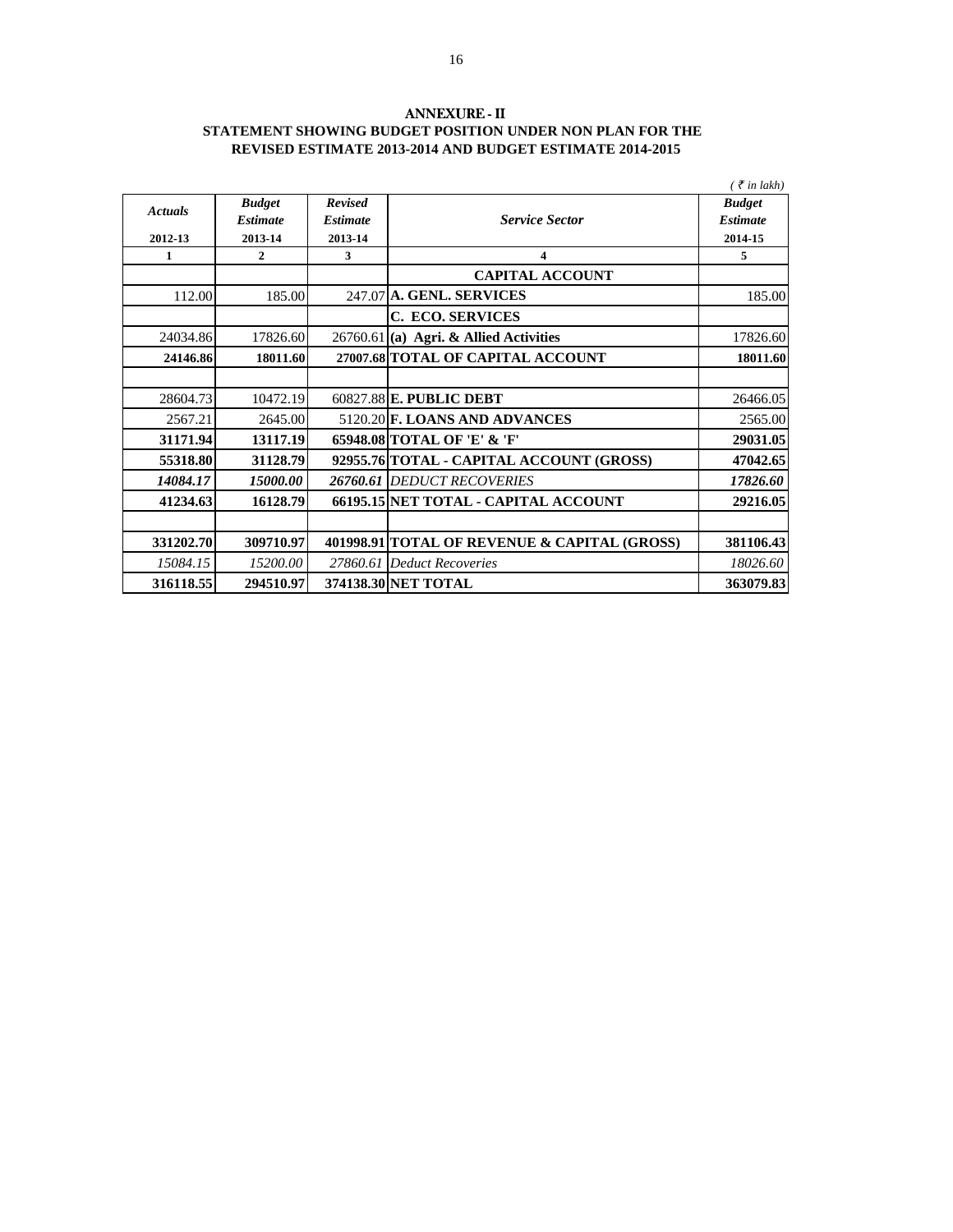## ANNEXURE - II

### STATEMENT SHOWING BUDGET POSITION UNDER NON PLAN FOR THE REVISED ESTIMATE 2013-2014 AND BUDGET ESTIMATE 2014-2015

*( ₹ in lakh)*

| *Actuals* 2012-13 | *Budget Estimate* 2013-14 | *Revised Estimate* 2013-14 | *Service Sector* | *Budget Estimate* 2014-15 |
|---|---|---|---|---|
| 1 | 2 | 3 | 4 | 5 |
| | | | **CAPITAL ACCOUNT** | |
| 112.00 | 185.00 | 247.07 | **A. GENL. SERVICES** | 185.00 |
| | | | **C. ECO. SERVICES** | |
| 24034.86 | 17826.60 | 26760.61 | **(a) Agri. & Allied Activities** | 17826.60 |
| **24146.86** | **18011.60** | **27007.68** | **TOTAL OF CAPITAL ACCOUNT** | **18011.60** |
| | | | | |
| 28604.73 | 10472.19 | 60827.88 | **E. PUBLIC DEBT** | 26466.05 |
| 2567.21 | 2645.00 | 5120.20 | **F. LOANS AND ADVANCES** | 2565.00 |
| **31171.94** | **13117.19** | **65948.08** | **TOTAL OF 'E' & 'F'** | **29031.05** |
| **55318.80** | **31128.79** | **92955.76** | **TOTAL - CAPITAL ACCOUNT (GROSS)** | **47042.65** |
| ***14084.17*** | ***15000.00*** | ***26760.61*** | *DEDUCT RECOVERIES* | ***17826.60*** |
| **41234.63** | **16128.79** | **66195.15** | **NET TOTAL - CAPITAL ACCOUNT** | **29216.05** |
| | | | | |
| **331202.70** | **309710.97** | **401998.91** | **TOTAL OF REVENUE & CAPITAL (GROSS)** | **381106.43** |
| *15084.15* | *15200.00* | *27860.61* | *Deduct Recoveries* | *18026.60* |
| **316118.55** | **294510.97** | **374138.30** | **NET TOTAL** | **363079.83** |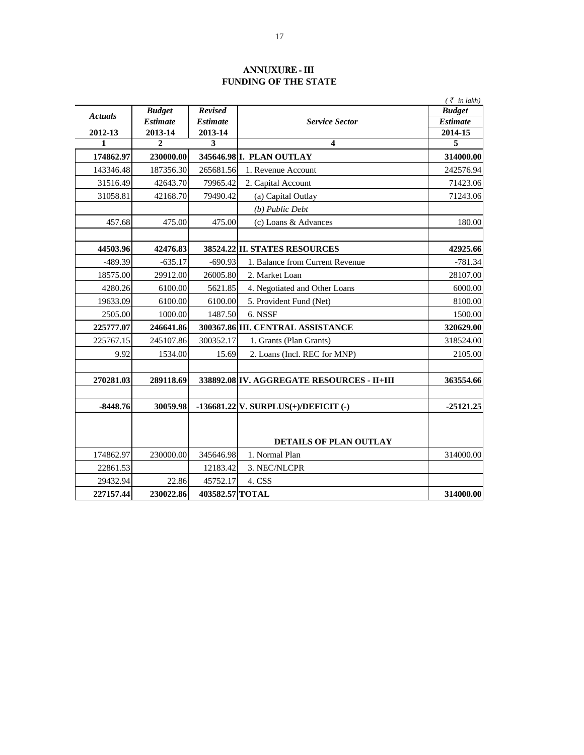# ANNUXURE - III
## FUNDING OF THE STATE

*( ₹ in lakh)*

| *Actuals* 2012-13 | *Budget Estimate* 2013-14 | *Revised Estimate* 2013-14 | *Service Sector* | *Budget Estimate* 2014-15 |
|---|---|---|---|---|
| **1** | **2** | **3** | **4** | **5** |
| **174862.97** | **230000.00** | **345646.98** | **I. PLAN OUTLAY** | **314000.00** |
| 143346.48 | 187356.30 | 265681.56 | 1. Revenue Account | 242576.94 |
| 31516.49 | 42643.70 | 79965.42 | 2. Capital Account | 71423.06 |
| 31058.81 | 42168.70 | 79490.42 | (a) Capital Outlay | 71243.06 |
| | | | *(b) Public Debt* | |
| 457.68 | 475.00 | 475.00 | (c) Loans & Advances | 180.00 |
| | | | | |
| **44503.96** | **42476.83** | **38524.22** | **II. STATES RESOURCES** | **42925.66** |
| -489.39 | -635.17 | -690.93 | 1. Balance from Current Revenue | -781.34 |
| 18575.00 | 29912.00 | 26005.80 | 2. Market Loan | 28107.00 |
| 4280.26 | 6100.00 | 5621.85 | 4. Negotiated and Other Loans | 6000.00 |
| 19633.09 | 6100.00 | 6100.00 | 5. Provident Fund (Net) | 8100.00 |
| 2505.00 | 1000.00 | 1487.50 | 6. NSSF | 1500.00 |
| **225777.07** | **246641.86** | **300367.86** | **III. CENTRAL ASSISTANCE** | **320629.00** |
| 225767.15 | 245107.86 | 300352.17 | 1. Grants (Plan Grants) | 318524.00 |
| 9.92 | 1534.00 | 15.69 | 2. Loans (Incl. REC for MNP) | 2105.00 |
| | | | | |
| **270281.03** | **289118.69** | **338892.08** | **IV. AGGREGATE RESOURCES - II+III** | **363554.66** |
| | | | | |
| **-8448.76** | **30059.98** | **-136681.22** | **V. SURPLUS(+)/DEFICIT (-)** | **-25121.25** |
| | | | | |
| | | | **DETAILS OF PLAN OUTLAY** | |
| 174862.97 | 230000.00 | 345646.98 | 1. Normal Plan | 314000.00 |
| 22861.53 | | 12183.42 | 3. NEC/NLCPR | |
| 29432.94 | 22.86 | 45752.17 | 4. CSS | |
| **227157.44** | **230022.86** | **403582.57** | **TOTAL** | **314000.00** |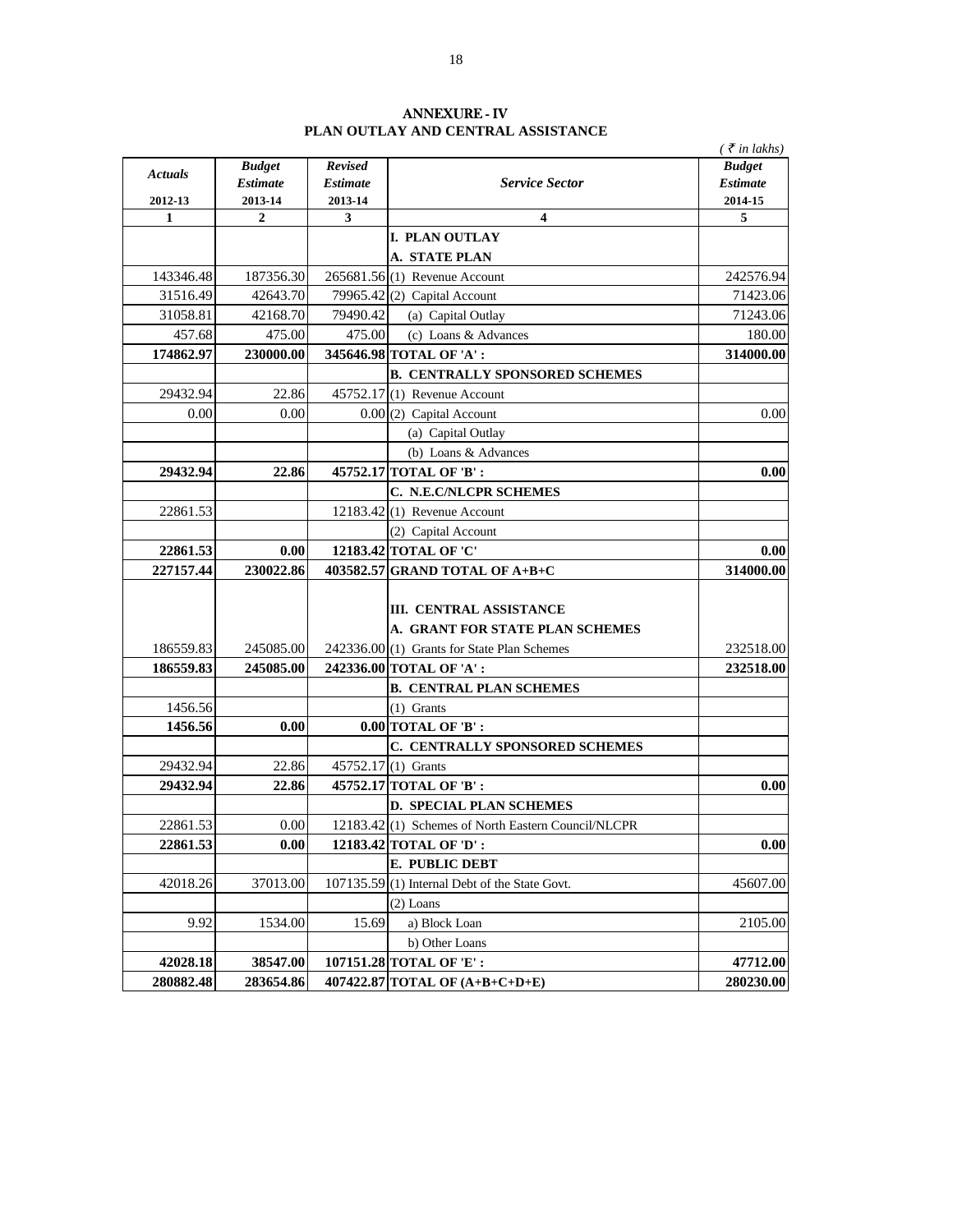# ANNEXURE - IV

## PLAN OUTLAY AND CENTRAL ASSISTANCE

*( ₹ in lakhs)*

| *Actuals* 2012-13 | *Budget Estimate* 2013-14 | *Revised Estimate* 2013-14 | *Service Sector* | *Budget Estimate* 2014-15 |
|---|---|---|---|---|
| 1 | 2 | 3 | 4 | 5 |
| | | | **I. PLAN OUTLAY** | |
| | | | **A. STATE PLAN** | |
| 143346.48 | 187356.30 | 265681.56 | (1) Revenue Account | 242576.94 |
| 31516.49 | 42643.70 | 79965.42 | (2) Capital Account | 71423.06 |
| 31058.81 | 42168.70 | 79490.42 | (a) Capital Outlay | 71243.06 |
| 457.68 | 475.00 | 475.00 | (c) Loans & Advances | 180.00 |
| **174862.97** | **230000.00** | **345646.98** | **TOTAL OF 'A' :** | **314000.00** |
| | | | **B. CENTRALLY SPONSORED SCHEMES** | |
| 29432.94 | 22.86 | 45752.17 | (1) Revenue Account | |
| 0.00 | 0.00 | 0.00 | (2) Capital Account | 0.00 |
| | | | (a) Capital Outlay | |
| | | | (b) Loans & Advances | |
| **29432.94** | **22.86** | **45752.17** | **TOTAL OF 'B' :** | **0.00** |
| | | | **C. N.E.C/NLCPR SCHEMES** | |
| 22861.53 | | 12183.42 | (1) Revenue Account | |
| | | | (2) Capital Account | |
| **22861.53** | **0.00** | **12183.42** | **TOTAL OF 'C'** | **0.00** |
| **227157.44** | **230022.86** | **403582.57** | **GRAND TOTAL OF A+B+C** | **314000.00** |
| | | | **III. CENTRAL ASSISTANCE** | |
| | | | **A. GRANT FOR STATE PLAN SCHEMES** | |
| 186559.83 | 245085.00 | 242336.00 | (1) Grants for State Plan Schemes | 232518.00 |
| **186559.83** | **245085.00** | **242336.00** | **TOTAL OF 'A' :** | **232518.00** |
| | | | **B. CENTRAL PLAN SCHEMES** | |
| 1456.56 | | | (1) Grants | |
| **1456.56** | **0.00** | **0.00** | **TOTAL OF 'B' :** | |
| | | | **C. CENTRALLY SPONSORED SCHEMES** | |
| 29432.94 | 22.86 | 45752.17 | (1) Grants | |
| **29432.94** | **22.86** | **45752.17** | **TOTAL OF 'B' :** | **0.00** |
| | | | **D. SPECIAL PLAN SCHEMES** | |
| 22861.53 | 0.00 | 12183.42 | (1) Schemes of North Eastern Council/NLCPR | |
| **22861.53** | **0.00** | **12183.42** | **TOTAL OF 'D' :** | **0.00** |
| | | | **E. PUBLIC DEBT** | |
| 42018.26 | 37013.00 | 107135.59 | (1) Internal Debt of the State Govt. | 45607.00 |
| | | | (2) Loans | |
| 9.92 | 1534.00 | 15.69 | a) Block Loan | 2105.00 |
| | | | b) Other Loans | |
| **42028.18** | **38547.00** | **107151.28** | **TOTAL OF 'E' :** | **47712.00** |
| **280882.48** | **283654.86** | **407422.87** | **TOTAL OF (A+B+C+D+E)** | **280230.00** |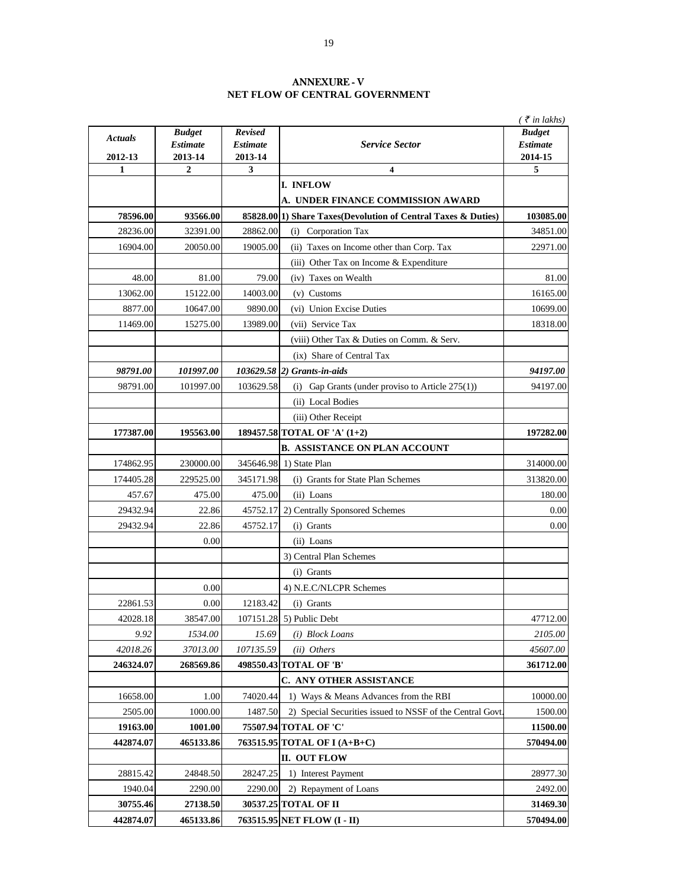# ANNEXURE - V
## NET FLOW OF CENTRAL GOVERNMENT

*(₹ in lakhs)*

| *Actuals* 2012-13 | *Budget Estimate* 2013-14 | *Revised Estimate* 2013-14 | *Service Sector* | *Budget Estimate* 2014-15 |
|---|---|---|---|---|
| 1 | 2 | 3 | 4 | 5 |
| | | | **I. INFLOW** | |
| | | | **A. UNDER FINANCE COMMISSION AWARD** | |
| **78596.00** | **93566.00** | **85828.00** | **1) Share Taxes(Devolution of Central Taxes & Duties)** | **103085.00** |
| 28236.00 | 32391.00 | 28862.00 | (i) Corporation Tax | 34851.00 |
| 16904.00 | 20050.00 | 19005.00 | (ii) Taxes on Income other than Corp. Tax | 22971.00 |
| | | | (iii) Other Tax on Income & Expenditure | |
| 48.00 | 81.00 | 79.00 | (iv) Taxes on Wealth | 81.00 |
| 13062.00 | 15122.00 | 14003.00 | (v) Customs | 16165.00 |
| 8877.00 | 10647.00 | 9890.00 | (vi) Union Excise Duties | 10699.00 |
| 11469.00 | 15275.00 | 13989.00 | (vii) Service Tax | 18318.00 |
| | | | (viii) Other Tax & Duties on Comm. & Serv. | |
| | | | (ix) Share of Central Tax | |
| ***98791.00*** | ***101997.00*** | ***103629.58*** | ***2) Grants-in-aids*** | ***94197.00*** |
| 98791.00 | 101997.00 | 103629.58 | (i) Gap Grants (under proviso to Article 275(1)) | 94197.00 |
| | | | (ii) Local Bodies | |
| | | | (iii) Other Receipt | |
| **177387.00** | **195563.00** | **189457.58** | **TOTAL OF 'A' (1+2)** | **197282.00** |
| | | | **B. ASSISTANCE ON PLAN ACCOUNT** | |
| 174862.95 | 230000.00 | 345646.98 | 1) State Plan | 314000.00 |
| 174405.28 | 229525.00 | 345171.98 | (i) Grants for State Plan Schemes | 313820.00 |
| 457.67 | 475.00 | 475.00 | (ii) Loans | 180.00 |
| 29432.94 | 22.86 | 45752.17 | 2) Centrally Sponsored Schemes | 0.00 |
| 29432.94 | 22.86 | 45752.17 | (i) Grants | 0.00 |
| | 0.00 | | (ii) Loans | |
| | | | 3) Central Plan Schemes | |
| | | | (i) Grants | |
| | 0.00 | | 4) N.E.C/NLCPR Schemes | |
| 22861.53 | 0.00 | 12183.42 | (i) Grants | |
| 42028.18 | 38547.00 | 107151.28 | 5) Public Debt | 47712.00 |
| *9.92* | *1534.00* | *15.69* | *(i) Block Loans* | *2105.00* |
| *42018.26* | *37013.00* | *107135.59* | *(ii) Others* | *45607.00* |
| **246324.07** | **268569.86** | **498550.43** | **TOTAL OF 'B'** | **361712.00** |
| | | | **C. ANY OTHER ASSISTANCE** | |
| 16658.00 | 1.00 | 74020.44 | 1) Ways & Means Advances from the RBI | 10000.00 |
| 2505.00 | 1000.00 | 1487.50 | 2) Special Securities issued to NSSF of the Central Govt. | 1500.00 |
| **19163.00** | **1001.00** | **75507.94** | **TOTAL OF 'C'** | **11500.00** |
| **442874.07** | **465133.86** | **763515.95** | **TOTAL OF I (A+B+C)** | **570494.00** |
| | | | **II. OUT FLOW** | |
| 28815.42 | 24848.50 | 28247.25 | 1) Interest Payment | 28977.30 |
| 1940.04 | 2290.00 | 2290.00 | 2) Repayment of Loans | 2492.00 |
| **30755.46** | **27138.50** | **30537.25** | **TOTAL OF II** | **31469.30** |
| **442874.07** | **465133.86** | **763515.95** | **NET FLOW (I - II)** | **570494.00** |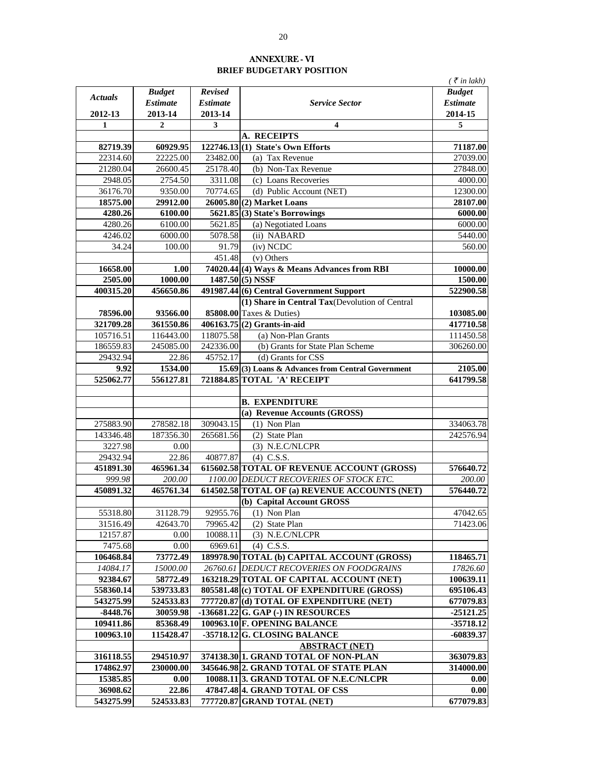## ANNEXURE - VI

## BRIEF BUDGETARY POSITION

*( ₹ in lakh)*

| *Actuals* 2012-13 | *Budget Estimate* 2013-14 | *Revised Estimate* 2013-14 | *Service Sector* | *Budget Estimate* 2014-15 |
|---|---|---|---|---|
| 1 | 2 | 3 | 4 | 5 |
| | | | **A. RECEIPTS** | |
| **82719.39** | **60929.95** | **122746.13** | **(1) State's Own Efforts** | **71187.00** |
| 22314.60 | 22225.00 | 23482.00 | (a) Tax Revenue | 27039.00 |
| 21280.04 | 26600.45 | 25178.40 | (b) Non-Tax Revenue | 27848.00 |
| 2948.05 | 2754.50 | 3311.08 | (c) Loans Recoveries | 4000.00 |
| 36176.70 | 9350.00 | 70774.65 | (d) Public Account (NET) | 12300.00 |
| **18575.00** | **29912.00** | **26005.80** | **(2) Market Loans** | **28107.00** |
| **4280.26** | **6100.00** | **5621.85** | **(3) State's Borrowings** | **6000.00** |
| 4280.26 | 6100.00 | 5621.85 | (a) Negotiated Loans | 6000.00 |
| 4246.02 | 6000.00 | 5078.58 | (ii) NABARD | 5440.00 |
| 34.24 | 100.00 | 91.79 | (iv) NCDC | 560.00 |
| | | 451.48 | (v) Others | |
| **16658.00** | **1.00** | **74020.44** | **(4) Ways & Means Advances from RBI** | **10000.00** |
| **2505.00** | **1000.00** | **1487.50** | **(5) NSSF** | **1500.00** |
| **400315.20** | **456650.86** | **491987.44** | **(6) Central Government Support** | **522900.58** |
| **78596.00** | **93566.00** | **85808.00** | **(1) Share in Central Tax**(Devolution of Central Taxes & Duties) | **103085.00** |
| **321709.28** | **361550.86** | **406163.75** | **(2) Grants-in-aid** | **417710.58** |
| 105716.51 | 116443.00 | 118075.58 | (a) Non-Plan Grants | 111450.58 |
| 186559.83 | 245085.00 | 242336.00 | (b) Grants for State Plan Scheme | 306260.00 |
| 29432.94 | 22.86 | 45752.17 | (d) Grants for CSS | |
| **9.92** | **1534.00** | **15.69** | **(3) Loans & Advances from Central Government** | **2105.00** |
| **525062.77** | **556127.81** | **721884.85** | **TOTAL 'A' RECEIPT** | **641799.58** |
| | | | | |
| | | | **B. EXPENDITURE** | |
| | | | **(a) Revenue Accounts (GROSS)** | |
| 275883.90 | 278582.18 | 309043.15 | (1) Non Plan | 334063.78 |
| 143346.48 | 187356.30 | 265681.56 | (2) State Plan | 242576.94 |
| 3227.98 | 0.00 | | (3) N.E.C/NLCPR | |
| 29432.94 | 22.86 | 40877.87 | (4) C.S.S. | |
| **451891.30** | **465961.34** | **615602.58** | **TOTAL OF REVENUE ACCOUNT (GROSS)** | **576640.72** |
| *999.98* | *200.00* | *1100.00* | *DEDUCT RECOVERIES OF STOCK ETC.* | *200.00* |
| **450891.32** | **465761.34** | **614502.58** | **TOTAL OF (a) REVENUE ACCOUNTS (NET)** | **576440.72** |
| | | | **(b) Capital Account GROSS** | |
| 55318.80 | 31128.79 | 92955.76 | (1) Non Plan | 47042.65 |
| 31516.49 | 42643.70 | 79965.42 | (2) State Plan | 71423.06 |
| 12157.87 | 0.00 | 10088.11 | (3) N.E.C/NLCPR | |
| 7475.68 | 0.00 | 6969.61 | (4) C.S.S. | |
| **106468.84** | **73772.49** | **189978.90** | **TOTAL (b) CAPITAL ACCOUNT (GROSS)** | **118465.71** |
| *14084.17* | *15000.00* | *26760.61* | *DEDUCT RECOVERIES ON FOODGRAINS* | *17826.60* |
| **92384.67** | **58772.49** | **163218.29** | **TOTAL OF CAPITAL ACCOUNT (NET)** | **100639.11** |
| **558360.14** | **539733.83** | **805581.48** | **(c) TOTAL OF EXPENDITURE (GROSS)** | **695106.43** |
| **543275.99** | **524533.83** | **777720.87** | **(d) TOTAL OF EXPENDITURE (NET)** | **677079.83** |
| **-8448.76** | **30059.98** | **-136681.22** | **G. GAP (-) IN RESOURCES** | **-25121.25** |
| **109411.86** | **85368.49** | **100963.10** | **F. OPENING BALANCE** | **-35718.12** |
| **100963.10** | **115428.47** | **-35718.12** | **G. CLOSING BALANCE** | **-60839.37** |
| | | | **ABSTRACT (NET)** | |
| **316118.55** | **294510.97** | **374138.30** | **1. GRAND TOTAL OF NON-PLAN** | **363079.83** |
| **174862.97** | **230000.00** | **345646.98** | **2. GRAND TOTAL OF STATE PLAN** | **314000.00** |
| **15385.85** | **0.00** | **10088.11** | **3. GRAND TOTAL OF N.E.C/NLCPR** | **0.00** |
| **36908.62** | **22.86** | **47847.48** | **4. GRAND TOTAL OF CSS** | **0.00** |
| **543275.99** | **524533.83** | **777720.87** | **GRAND TOTAL (NET)** | **677079.83** |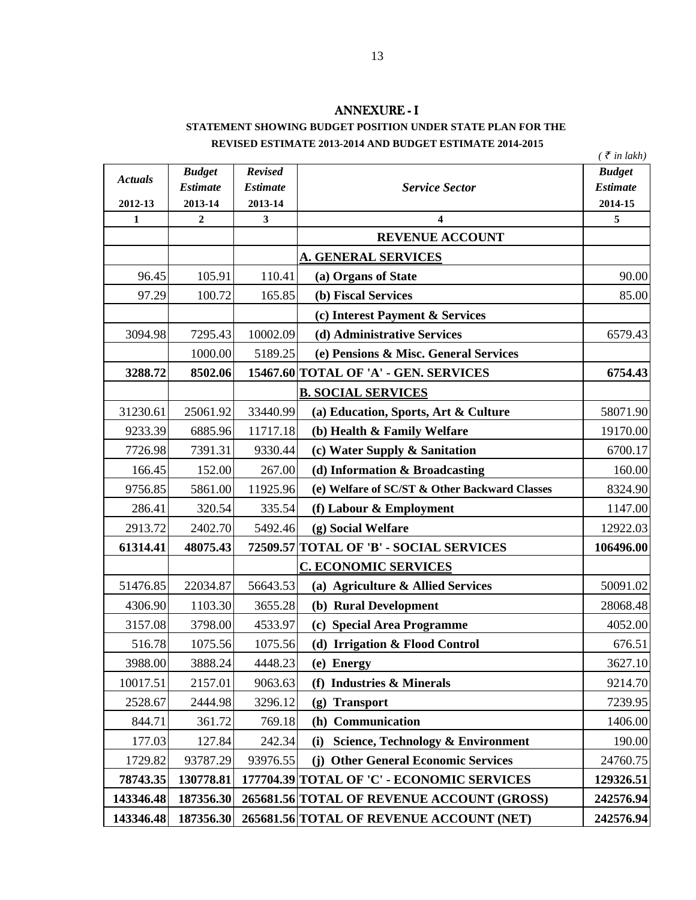## ANNEXURE - I

**STATEMENT SHOWING BUDGET POSITION UNDER STATE PLAN FOR THE REVISED ESTIMATE 2013-2014 AND BUDGET ESTIMATE 2014-2015**

*( ₹ in lakh)*

| *Actuals* 2012-13 | *Budget Estimate* 2013-14 | *Revised Estimate* 2013-14 | *Service Sector* | *Budget Estimate* 2014-15 |
|---|---|---|---|---|
| 1 | 2 | 3 | 4 | 5 |
| | | | **REVENUE ACCOUNT** | |
| | | | **A. GENERAL SERVICES** | |
| 96.45 | 105.91 | 110.41 | **(a) Organs of State** | 90.00 |
| 97.29 | 100.72 | 165.85 | **(b) Fiscal Services** | 85.00 |
| | | | **(c) Interest Payment & Services** | |
| 3094.98 | 7295.43 | 10002.09 | **(d) Administrative Services** | 6579.43 |
| | 1000.00 | 5189.25 | **(e) Pensions & Misc. General Services** | |
| **3288.72** | **8502.06** | **15467.60** | **TOTAL OF 'A' - GEN. SERVICES** | **6754.43** |
| | | | **B. SOCIAL SERVICES** | |
| 31230.61 | 25061.92 | 33440.99 | **(a) Education, Sports, Art & Culture** | 58071.90 |
| 9233.39 | 6885.96 | 11717.18 | **(b) Health & Family Welfare** | 19170.00 |
| 7726.98 | 7391.31 | 9330.44 | **(c) Water Supply & Sanitation** | 6700.17 |
| 166.45 | 152.00 | 267.00 | **(d) Information & Broadcasting** | 160.00 |
| 9756.85 | 5861.00 | 11925.96 | **(e) Welfare of SC/ST & Other Backward Classes** | 8324.90 |
| 286.41 | 320.54 | 335.54 | **(f) Labour & Employment** | 1147.00 |
| 2913.72 | 2402.70 | 5492.46 | **(g) Social Welfare** | 12922.03 |
| **61314.41** | **48075.43** | **72509.57** | **TOTAL OF 'B' - SOCIAL SERVICES** | **106496.00** |
| | | | **C. ECONOMIC SERVICES** | |
| 51476.85 | 22034.87 | 56643.53 | **(a) Agriculture & Allied Services** | 50091.02 |
| 4306.90 | 1103.30 | 3655.28 | **(b) Rural Development** | 28068.48 |
| 3157.08 | 3798.00 | 4533.97 | **(c) Special Area Programme** | 4052.00 |
| 516.78 | 1075.56 | 1075.56 | **(d) Irrigation & Flood Control** | 676.51 |
| 3988.00 | 3888.24 | 4448.23 | **(e) Energy** | 3627.10 |
| 10017.51 | 2157.01 | 9063.63 | **(f) Industries & Minerals** | 9214.70 |
| 2528.67 | 2444.98 | 3296.12 | **(g) Transport** | 7239.95 |
| 844.71 | 361.72 | 769.18 | **(h) Communication** | 1406.00 |
| 177.03 | 127.84 | 242.34 | **(i) Science, Technology & Environment** | 190.00 |
| 1729.82 | 93787.29 | 93976.55 | **(j) Other General Economic Services** | 24760.75 |
| **78743.35** | **130778.81** | **177704.39** | **TOTAL OF 'C' - ECONOMIC SERVICES** | **129326.51** |
| **143346.48** | **187356.30** | **265681.56** | **TOTAL OF REVENUE ACCOUNT (GROSS)** | **242576.94** |
| **143346.48** | **187356.30** | **265681.56** | **TOTAL OF REVENUE ACCOUNT (NET)** | **242576.94** |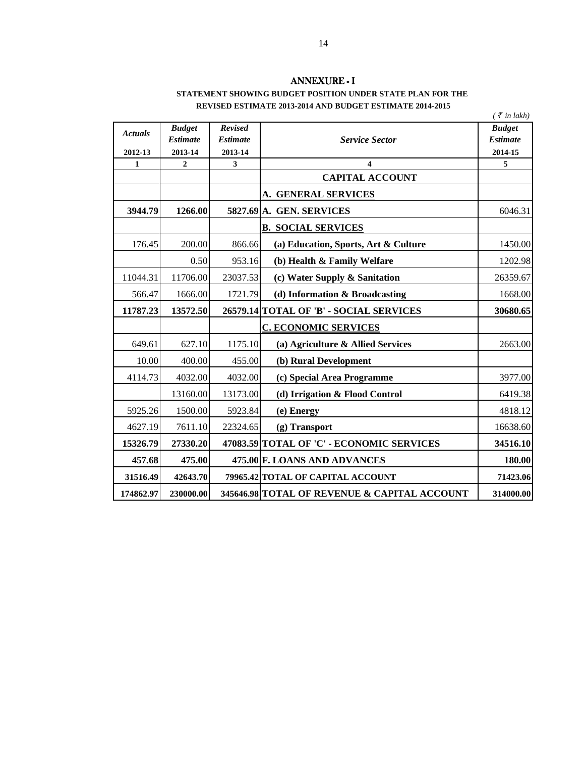# ANNEXURE - I

**STATEMENT SHOWING BUDGET POSITION UNDER STATE PLAN FOR THE REVISED ESTIMATE 2013-2014 AND BUDGET ESTIMATE 2014-2015**

*( ₹ in lakh)*

| *Actuals* 2012-13 | *Budget Estimate* 2013-14 | *Revised Estimate* 2013-14 | *Service Sector* | *Budget Estimate* 2014-15 |
|---|---|---|---|---|
| 1 | 2 | 3 | 4 | 5 |
| | | | **CAPITAL ACCOUNT** | |
| | | | **A. GENERAL SERVICES** | |
| **3944.79** | **1266.00** | **5827.69** | **A. GEN. SERVICES** | 6046.31 |
| | | | **B. SOCIAL SERVICES** | |
| 176.45 | 200.00 | 866.66 | **(a) Education, Sports, Art & Culture** | 1450.00 |
| | 0.50 | 953.16 | **(b) Health & Family Welfare** | 1202.98 |
| 11044.31 | 11706.00 | 23037.53 | **(c) Water Supply & Sanitation** | 26359.67 |
| 566.47 | 1666.00 | 1721.79 | **(d) Information & Broadcasting** | 1668.00 |
| **11787.23** | **13572.50** | **26579.14** | **TOTAL OF 'B' - SOCIAL SERVICES** | **30680.65** |
| | | | **C. ECONOMIC SERVICES** | |
| 649.61 | 627.10 | 1175.10 | **(a) Agriculture & Allied Services** | 2663.00 |
| 10.00 | 400.00 | 455.00 | **(b) Rural Development** | |
| 4114.73 | 4032.00 | 4032.00 | **(c) Special Area Programme** | 3977.00 |
| | 13160.00 | 13173.00 | **(d) Irrigation & Flood Control** | 6419.38 |
| 5925.26 | 1500.00 | 5923.84 | **(e) Energy** | 4818.12 |
| 4627.19 | 7611.10 | 22324.65 | **(g) Transport** | 16638.60 |
| **15326.79** | **27330.20** | **47083.59** | **TOTAL OF 'C' - ECONOMIC SERVICES** | **34516.10** |
| **457.68** | **475.00** | **475.00** | **F. LOANS AND ADVANCES** | **180.00** |
| **31516.49** | **42643.70** | **79965.42** | **TOTAL OF CAPITAL ACCOUNT** | **71423.06** |
| **174862.97** | **230000.00** | **345646.98** | **TOTAL OF REVENUE & CAPITAL ACCOUNT** | **314000.00** |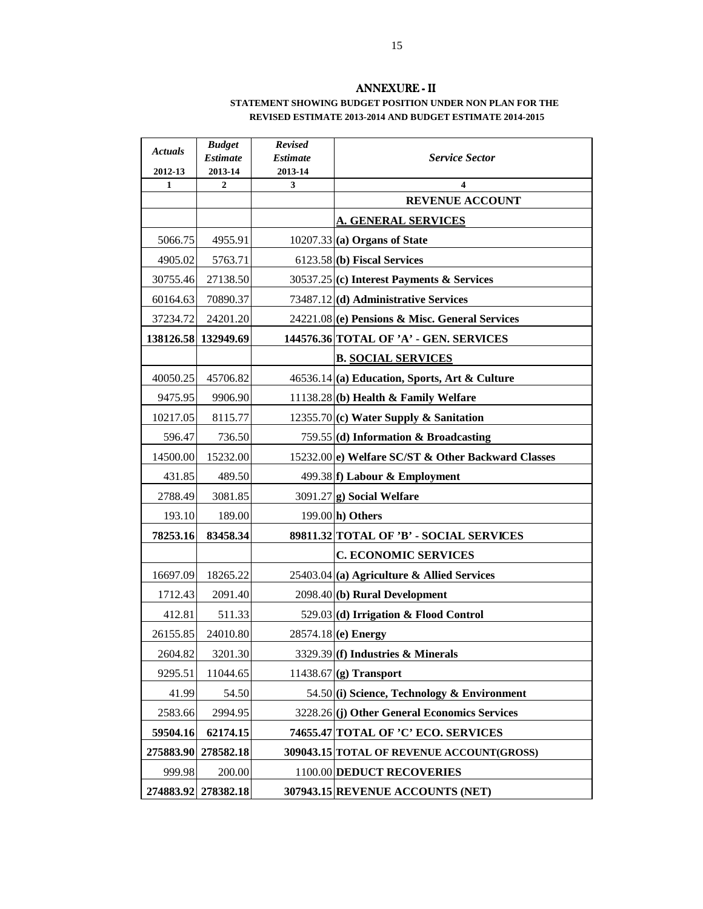## ANNEXURE - II

**STATEMENT SHOWING BUDGET POSITION UNDER NON PLAN FOR THE REVISED ESTIMATE 2013-2014 AND BUDGET ESTIMATE 2014-2015**

| *Actuals* 2012-13 | *Budget Estimate* 2013-14 | *Revised Estimate* 2013-14 | *Service Sector* |
|---|---|---|---|
| 1 | 2 | 3 | 4 |
| | | | **REVENUE ACCOUNT** |
| | | | **A. GENERAL SERVICES** |
| 5066.75 | 4955.91 | 10207.33 | **(a) Organs of State** |
| 4905.02 | 5763.71 | 6123.58 | **(b) Fiscal Services** |
| 30755.46 | 27138.50 | 30537.25 | **(c) Interest Payments & Services** |
| 60164.63 | 70890.37 | 73487.12 | **(d) Administrative Services** |
| 37234.72 | 24201.20 | 24221.08 | **(e) Pensions & Misc. General Services** |
| **138126.58** | **132949.69** | **144576.36** | **TOTAL OF 'A' - GEN. SERVICES** |
| | | | **B. SOCIAL SERVICES** |
| 40050.25 | 45706.82 | 46536.14 | **(a) Education, Sports, Art & Culture** |
| 9475.95 | 9906.90 | 11138.28 | **(b) Health & Family Welfare** |
| 10217.05 | 8115.77 | 12355.70 | **(c) Water Supply & Sanitation** |
| 596.47 | 736.50 | 759.55 | **(d) Information & Broadcasting** |
| 14500.00 | 15232.00 | 15232.00 | **e) Welfare SC/ST & Other Backward Classes** |
| 431.85 | 489.50 | 499.38 | **f) Labour & Employment** |
| 2788.49 | 3081.85 | 3091.27 | **g) Social Welfare** |
| 193.10 | 189.00 | 199.00 | **h) Others** |
| **78253.16** | **83458.34** | **89811.32** | **TOTAL OF 'B' - SOCIAL SERVICES** |
| | | | **C. ECONOMIC SERVICES** |
| 16697.09 | 18265.22 | 25403.04 | **(a) Agriculture & Allied Services** |
| 1712.43 | 2091.40 | 2098.40 | **(b) Rural Development** |
| 412.81 | 511.33 | 529.03 | **(d) Irrigation & Flood Control** |
| 26155.85 | 24010.80 | 28574.18 | **(e) Energy** |
| 2604.82 | 3201.30 | 3329.39 | **(f) Industries & Minerals** |
| 9295.51 | 11044.65 | 11438.67 | **(g) Transport** |
| 41.99 | 54.50 | 54.50 | **(i) Science, Technology & Environment** |
| 2583.66 | 2994.95 | 3228.26 | **(j) Other General Economics Services** |
| **59504.16** | **62174.15** | **74655.47** | **TOTAL OF 'C' ECO. SERVICES** |
| **275883.90** | **278582.18** | **309043.15** | **TOTAL OF REVENUE ACCOUNT(GROSS)** |
| 999.98 | 200.00 | 1100.00 | **DEDUCT RECOVERIES** |
| **274883.92** | **278382.18** | **307943.15** | **REVENUE ACCOUNTS (NET)** |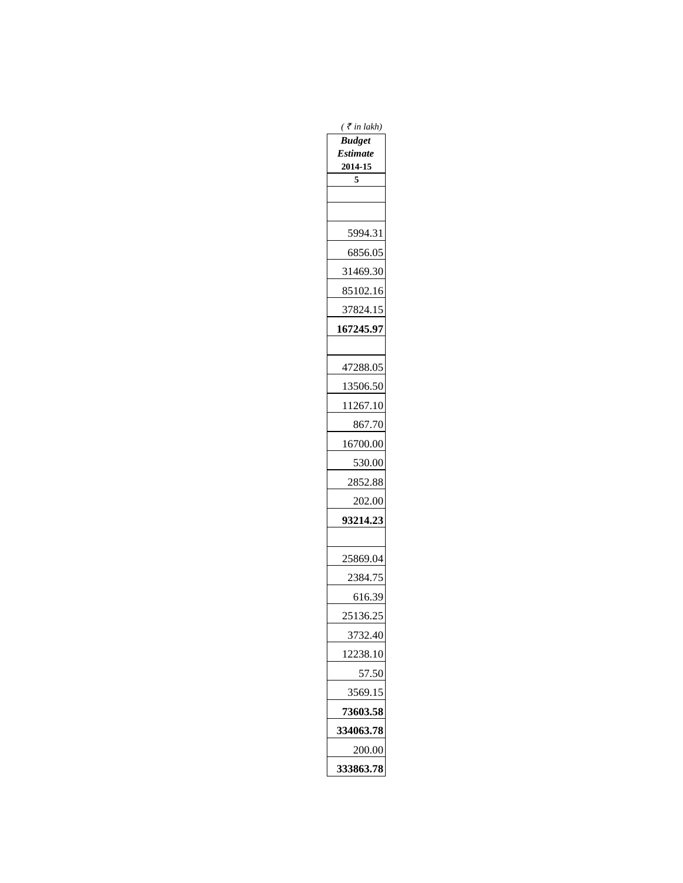( ₹ in lakh)

| *Budget Estimate* **2014-15** |
|---|
| **5** |
| |
| |
| 5994.31 |
| 6856.05 |
| 31469.30 |
| 85102.16 |
| 37824.15 |
| **167245.97** |
| |
| 47288.05 |
| 13506.50 |
| 11267.10 |
| 867.70 |
| 16700.00 |
| 530.00 |
| 2852.88 |
| 202.00 |
| **93214.23** |
| |
| 25869.04 |
| 2384.75 |
| 616.39 |
| 25136.25 |
| 3732.40 |
| 12238.10 |
| 57.50 |
| 3569.15 |
| **73603.58** |
| **334063.78** |
| 200.00 |
| **333863.78** |